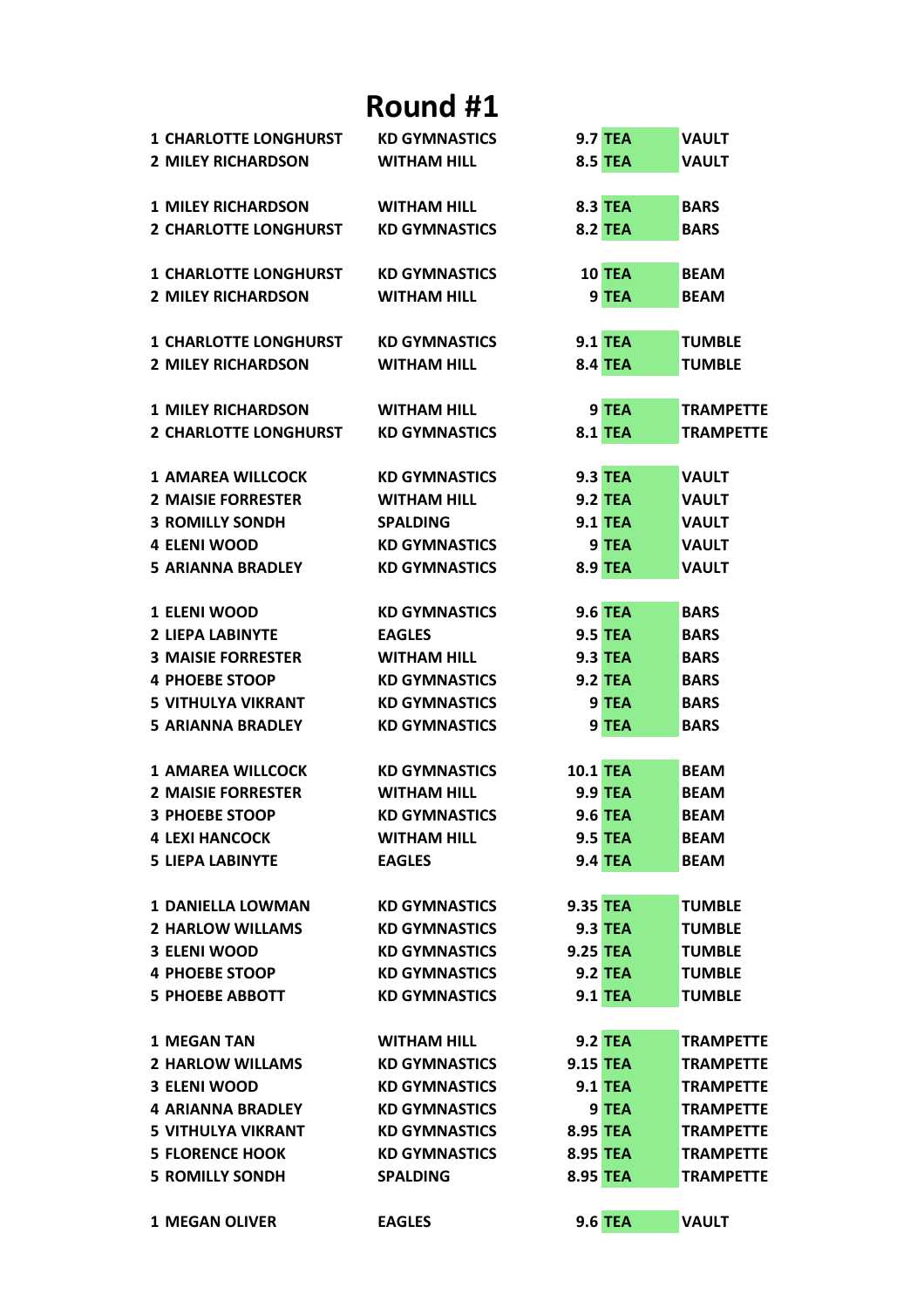# Round #1

| | | | | |
|---|---|---|---|---|
| 1 | CHARLOTTE LONGHURST | KD GYMNASTICS | 9.7 | TEA | VAULT |
| 2 | MILEY RICHARDSON | WITHAM HILL | 8.5 | TEA | VAULT |

| Pos | Name | Club | Score | | Apparatus |
|---|---|---|---|---|---|
| 1 | CHARLOTTE LONGHURST | KD GYMNASTICS | 9.7 | TEA | VAULT |
| 2 | MILEY RICHARDSON | WITHAM HILL | 8.5 | TEA | VAULT |
| | | | | | |
| 1 | MILEY RICHARDSON | WITHAM HILL | 8.3 | TEA | BARS |
| 2 | CHARLOTTE LONGHURST | KD GYMNASTICS | 8.2 | TEA | BARS |
| | | | | | |
| 1 | CHARLOTTE LONGHURST | KD GYMNASTICS | 10 | TEA | BEAM |
| 2 | MILEY RICHARDSON | WITHAM HILL | 9 | TEA | BEAM |
| | | | | | |
| 1 | CHARLOTTE LONGHURST | KD GYMNASTICS | 9.1 | TEA | TUMBLE |
| 2 | MILEY RICHARDSON | WITHAM HILL | 8.4 | TEA | TUMBLE |
| | | | | | |
| 1 | MILEY RICHARDSON | WITHAM HILL | 9 | TEA | TRAMPETTE |
| 2 | CHARLOTTE LONGHURST | KD GYMNASTICS | 8.1 | TEA | TRAMPETTE |
| | | | | | |
| 1 | AMAREA WILLCOCK | KD GYMNASTICS | 9.3 | TEA | VAULT |
| 2 | MAISIE FORRESTER | WITHAM HILL | 9.2 | TEA | VAULT |
| 3 | ROMILLY SONDH | SPALDING | 9.1 | TEA | VAULT |
| 4 | ELENI WOOD | KD GYMNASTICS | 9 | TEA | VAULT |
| 5 | ARIANNA BRADLEY | KD GYMNASTICS | 8.9 | TEA | VAULT |
| | | | | | |
| 1 | ELENI WOOD | KD GYMNASTICS | 9.6 | TEA | BARS |
| 2 | LIEPA LABINYTE | EAGLES | 9.5 | TEA | BARS |
| 3 | MAISIE FORRESTER | WITHAM HILL | 9.3 | TEA | BARS |
| 4 | PHOEBE STOOP | KD GYMNASTICS | 9.2 | TEA | BARS |
| 5 | VITHULYA VIKRANT | KD GYMNASTICS | 9 | TEA | BARS |
| 5 | ARIANNA BRADLEY | KD GYMNASTICS | 9 | TEA | BARS |
| | | | | | |
| 1 | AMAREA WILLCOCK | KD GYMNASTICS | 10.1 | TEA | BEAM |
| 2 | MAISIE FORRESTER | WITHAM HILL | 9.9 | TEA | BEAM |
| 3 | PHOEBE STOOP | KD GYMNASTICS | 9.6 | TEA | BEAM |
| 4 | LEXI HANCOCK | WITHAM HILL | 9.5 | TEA | BEAM |
| 5 | LIEPA LABINYTE | EAGLES | 9.4 | TEA | BEAM |
| | | | | | |
| 1 | DANIELLA LOWMAN | KD GYMNASTICS | 9.35 | TEA | TUMBLE |
| 2 | HARLOW WILLAMS | KD GYMNASTICS | 9.3 | TEA | TUMBLE |
| 3 | ELENI WOOD | KD GYMNASTICS | 9.25 | TEA | TUMBLE |
| 4 | PHOEBE STOOP | KD GYMNASTICS | 9.2 | TEA | TUMBLE |
| 5 | PHOEBE ABBOTT | KD GYMNASTICS | 9.1 | TEA | TUMBLE |
| | | | | | |
| 1 | MEGAN TAN | WITHAM HILL | 9.2 | TEA | TRAMPETTE |
| 2 | HARLOW WILLAMS | KD GYMNASTICS | 9.15 | TEA | TRAMPETTE |
| 3 | ELENI WOOD | KD GYMNASTICS | 9.1 | TEA | TRAMPETTE |
| 4 | ARIANNA BRADLEY | KD GYMNASTICS | 9 | TEA | TRAMPETTE |
| 5 | VITHULYA VIKRANT | KD GYMNASTICS | 8.95 | TEA | TRAMPETTE |
| 5 | FLORENCE HOOK | KD GYMNASTICS | 8.95 | TEA | TRAMPETTE |
| 5 | ROMILLY SONDH | SPALDING | 8.95 | TEA | TRAMPETTE |
| | | | | | |
| 1 | MEGAN OLIVER | EAGLES | 9.6 | TEA | VAULT |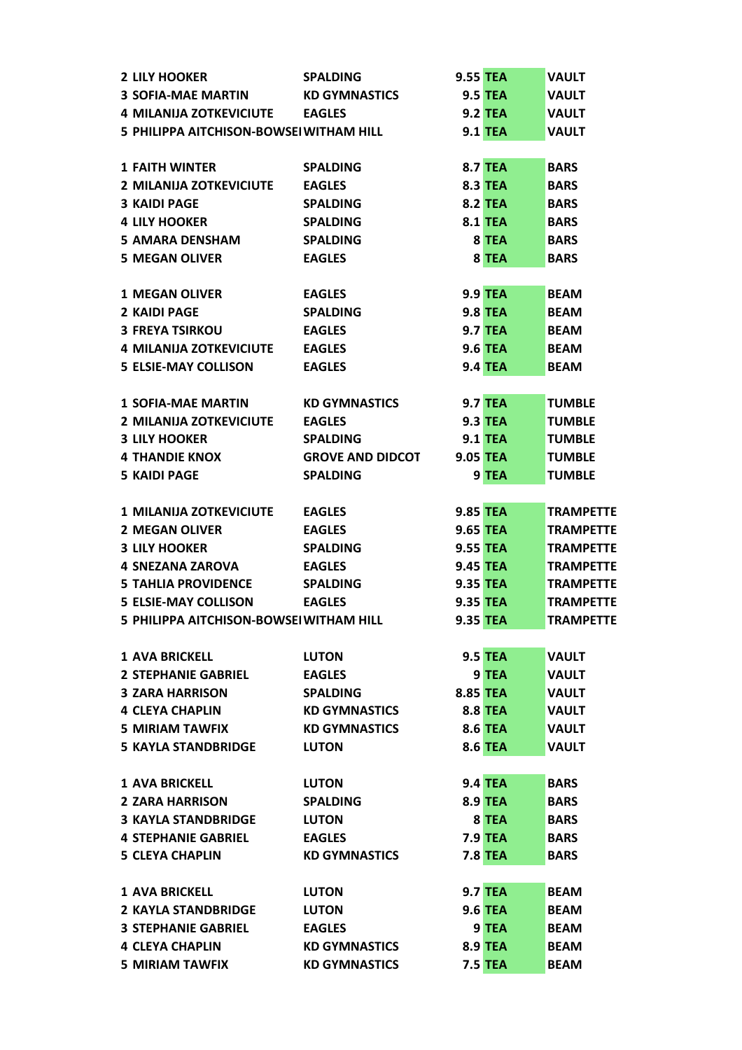| | | | | |
|---|---|---|---|---|
| 2 LILY HOOKER | SPALDING | 9.55 | TEA | VAULT |
| 3 SOFIA-MAE MARTIN | KD GYMNASTICS | 9.5 | TEA | VAULT |
| 4 MILANIJA ZOTKEVICIUTE | EAGLES | 9.2 | TEA | VAULT |
| 5 PHILIPPA AITCHISON-BOWSEI | WITHAM HILL | 9.1 | TEA | VAULT |
| | | | | |
| 1 FAITH WINTER | SPALDING | 8.7 | TEA | BARS |
| 2 MILANIJA ZOTKEVICIUTE | EAGLES | 8.3 | TEA | BARS |
| 3 KAIDI PAGE | SPALDING | 8.2 | TEA | BARS |
| 4 LILY HOOKER | SPALDING | 8.1 | TEA | BARS |
| 5 AMARA DENSHAM | SPALDING | 8 | TEA | BARS |
| 5 MEGAN OLIVER | EAGLES | 8 | TEA | BARS |
| | | | | |
| 1 MEGAN OLIVER | EAGLES | 9.9 | TEA | BEAM |
| 2 KAIDI PAGE | SPALDING | 9.8 | TEA | BEAM |
| 3 FREYA TSIRKOU | EAGLES | 9.7 | TEA | BEAM |
| 4 MILANIJA ZOTKEVICIUTE | EAGLES | 9.6 | TEA | BEAM |
| 5 ELSIE-MAY COLLISON | EAGLES | 9.4 | TEA | BEAM |
| | | | | |
| 1 SOFIA-MAE MARTIN | KD GYMNASTICS | 9.7 | TEA | TUMBLE |
| 2 MILANIJA ZOTKEVICIUTE | EAGLES | 9.3 | TEA | TUMBLE |
| 3 LILY HOOKER | SPALDING | 9.1 | TEA | TUMBLE |
| 4 THANDIE KNOX | GROVE AND DIDCOT | 9.05 | TEA | TUMBLE |
| 5 KAIDI PAGE | SPALDING | 9 | TEA | TUMBLE |
| | | | | |
| 1 MILANIJA ZOTKEVICIUTE | EAGLES | 9.85 | TEA | TRAMPETTE |
| 2 MEGAN OLIVER | EAGLES | 9.65 | TEA | TRAMPETTE |
| 3 LILY HOOKER | SPALDING | 9.55 | TEA | TRAMPETTE |
| 4 SNEZANA ZAROVA | EAGLES | 9.45 | TEA | TRAMPETTE |
| 5 TAHLIA PROVIDENCE | SPALDING | 9.35 | TEA | TRAMPETTE |
| 5 ELSIE-MAY COLLISON | EAGLES | 9.35 | TEA | TRAMPETTE |
| 5 PHILIPPA AITCHISON-BOWSEI | WITHAM HILL | 9.35 | TEA | TRAMPETTE |
| | | | | |
| 1 AVA BRICKELL | LUTON | 9.5 | TEA | VAULT |
| 2 STEPHANIE GABRIEL | EAGLES | 9 | TEA | VAULT |
| 3 ZARA HARRISON | SPALDING | 8.85 | TEA | VAULT |
| 4 CLEYA CHAPLIN | KD GYMNASTICS | 8.8 | TEA | VAULT |
| 5 MIRIAM TAWFIX | KD GYMNASTICS | 8.6 | TEA | VAULT |
| 5 KAYLA STANDBRIDGE | LUTON | 8.6 | TEA | VAULT |
| | | | | |
| 1 AVA BRICKELL | LUTON | 9.4 | TEA | BARS |
| 2 ZARA HARRISON | SPALDING | 8.9 | TEA | BARS |
| 3 KAYLA STANDBRIDGE | LUTON | 8 | TEA | BARS |
| 4 STEPHANIE GABRIEL | EAGLES | 7.9 | TEA | BARS |
| 5 CLEYA CHAPLIN | KD GYMNASTICS | 7.8 | TEA | BARS |
| | | | | |
| 1 AVA BRICKELL | LUTON | 9.7 | TEA | BEAM |
| 2 KAYLA STANDBRIDGE | LUTON | 9.6 | TEA | BEAM |
| 3 STEPHANIE GABRIEL | EAGLES | 9 | TEA | BEAM |
| 4 CLEYA CHAPLIN | KD GYMNASTICS | 8.9 | TEA | BEAM |
| 5 MIRIAM TAWFIX | KD GYMNASTICS | 7.5 | TEA | BEAM |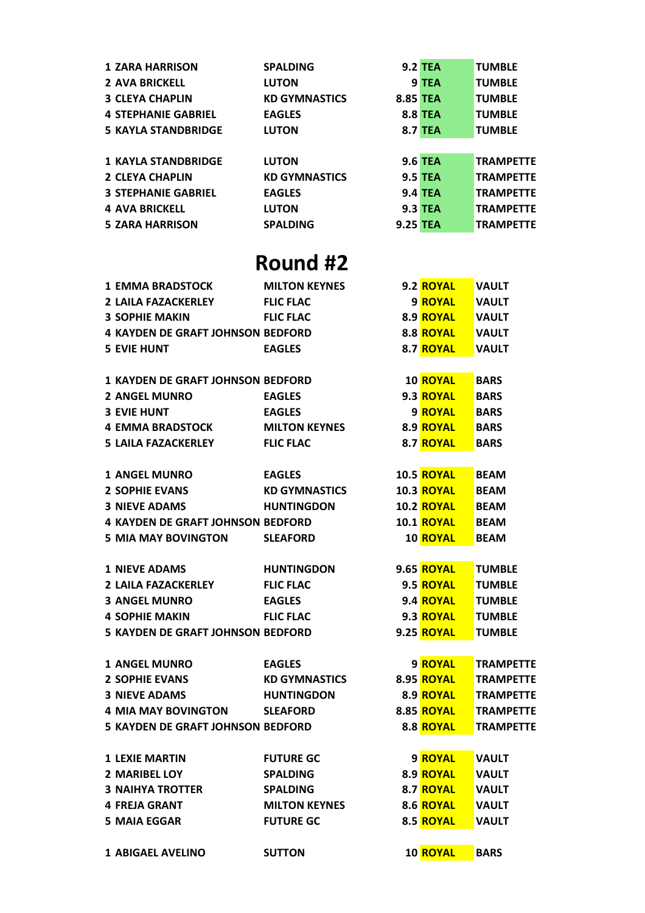| | | | | |
|---|---|---|---|---|
| 1 | ZARA HARRISON | SPALDING | 9.2 TEA | TUMBLE |
| 2 | AVA BRICKELL | LUTON | 9 TEA | TUMBLE |
| 3 | CLEYA CHAPLIN | KD GYMNASTICS | 8.85 TEA | TUMBLE |
| 4 | STEPHANIE GABRIEL | EAGLES | 8.8 TEA | TUMBLE |
| 5 | KAYLA STANDBRIDGE | LUTON | 8.7 TEA | TUMBLE |

| | | | | |
|---|---|---|---|---|
| 1 | KAYLA STANDBRIDGE | LUTON | 9.6 TEA | TRAMPETTE |
| 2 | CLEYA CHAPLIN | KD GYMNASTICS | 9.5 TEA | TRAMPETTE |
| 3 | STEPHANIE GABRIEL | EAGLES | 9.4 TEA | TRAMPETTE |
| 4 | AVA BRICKELL | LUTON | 9.3 TEA | TRAMPETTE |
| 5 | ZARA HARRISON | SPALDING | 9.25 TEA | TRAMPETTE |

# Round #2

| | | | | |
|---|---|---|---|---|
| 1 | EMMA BRADSTOCK | MILTON KEYNES | 9.2 ROYAL | VAULT |
| 2 | LAILA FAZACKERLEY | FLIC FLAC | 9 ROYAL | VAULT |
| 3 | SOPHIE MAKIN | FLIC FLAC | 8.9 ROYAL | VAULT |
| 4 | KAYDEN DE GRAFT JOHNSON | BEDFORD | 8.8 ROYAL | VAULT |
| 5 | EVIE HUNT | EAGLES | 8.7 ROYAL | VAULT |

| | | | | |
|---|---|---|---|---|
| 1 | KAYDEN DE GRAFT JOHNSON | BEDFORD | 10 ROYAL | BARS |
| 2 | ANGEL MUNRO | EAGLES | 9.3 ROYAL | BARS |
| 3 | EVIE HUNT | EAGLES | 9 ROYAL | BARS |
| 4 | EMMA BRADSTOCK | MILTON KEYNES | 8.9 ROYAL | BARS |
| 5 | LAILA FAZACKERLEY | FLIC FLAC | 8.7 ROYAL | BARS |

| | | | | |
|---|---|---|---|---|
| 1 | ANGEL MUNRO | EAGLES | 10.5 ROYAL | BEAM |
| 2 | SOPHIE EVANS | KD GYMNASTICS | 10.3 ROYAL | BEAM |
| 3 | NIEVE ADAMS | HUNTINGDON | 10.2 ROYAL | BEAM |
| 4 | KAYDEN DE GRAFT JOHNSON | BEDFORD | 10.1 ROYAL | BEAM |
| 5 | MIA MAY BOVINGTON | SLEAFORD | 10 ROYAL | BEAM |

| | | | | |
|---|---|---|---|---|
| 1 | NIEVE ADAMS | HUNTINGDON | 9.65 ROYAL | TUMBLE |
| 2 | LAILA FAZACKERLEY | FLIC FLAC | 9.5 ROYAL | TUMBLE |
| 3 | ANGEL MUNRO | EAGLES | 9.4 ROYAL | TUMBLE |
| 4 | SOPHIE MAKIN | FLIC FLAC | 9.3 ROYAL | TUMBLE |
| 5 | KAYDEN DE GRAFT JOHNSON | BEDFORD | 9.25 ROYAL | TUMBLE |

| | | | | |
|---|---|---|---|---|
| 1 | ANGEL MUNRO | EAGLES | 9 ROYAL | TRAMPETTE |
| 2 | SOPHIE EVANS | KD GYMNASTICS | 8.95 ROYAL | TRAMPETTE |
| 3 | NIEVE ADAMS | HUNTINGDON | 8.9 ROYAL | TRAMPETTE |
| 4 | MIA MAY BOVINGTON | SLEAFORD | 8.85 ROYAL | TRAMPETTE |
| 5 | KAYDEN DE GRAFT JOHNSON | BEDFORD | 8.8 ROYAL | TRAMPETTE |

| | | | | |
|---|---|---|---|---|
| 1 | LEXIE MARTIN | FUTURE GC | 9 ROYAL | VAULT |
| 2 | MARIBEL LOY | SPALDING | 8.9 ROYAL | VAULT |
| 3 | NAIHYA TROTTER | SPALDING | 8.7 ROYAL | VAULT |
| 4 | FREJA GRANT | MILTON KEYNES | 8.6 ROYAL | VAULT |
| 5 | MAIA EGGAR | FUTURE GC | 8.5 ROYAL | VAULT |

| | | | | |
|---|---|---|---|---|
| 1 | ABIGAEL AVELINO | SUTTON | 10 ROYAL | BARS |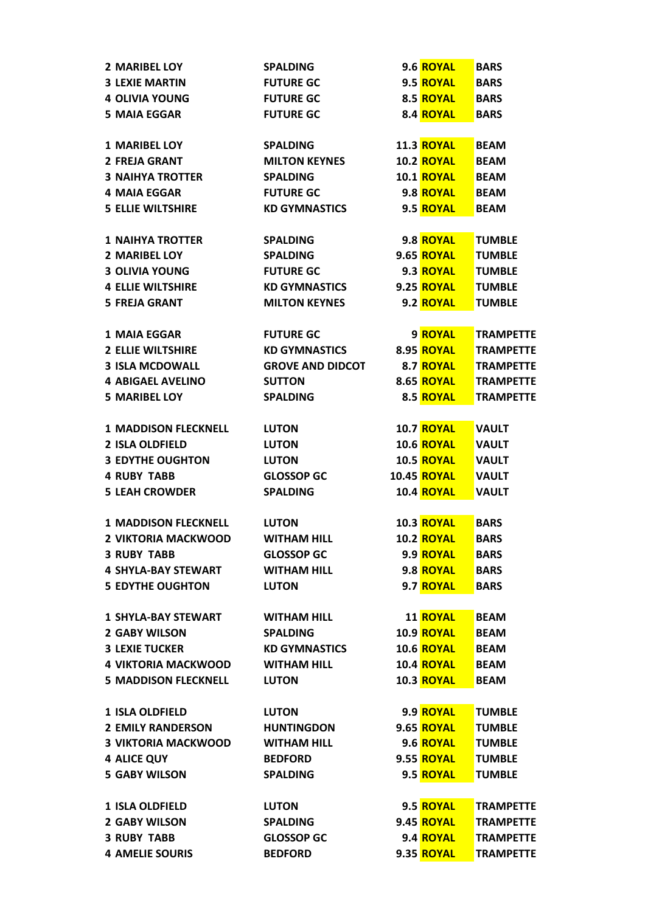| | | | | |
|---|---|---|---|---|
| 2 MARIBEL LOY | SPALDING | 9.6 | ROYAL | BARS |
| 3 LEXIE MARTIN | FUTURE GC | 9.5 | ROYAL | BARS |
| 4 OLIVIA YOUNG | FUTURE GC | 8.5 | ROYAL | BARS |
| 5 MAIA EGGAR | FUTURE GC | 8.4 | ROYAL | BARS |
| | | | | |
| 1 MARIBEL LOY | SPALDING | 11.3 | ROYAL | BEAM |
| 2 FREJA GRANT | MILTON KEYNES | 10.2 | ROYAL | BEAM |
| 3 NAIHYA TROTTER | SPALDING | 10.1 | ROYAL | BEAM |
| 4 MAIA EGGAR | FUTURE GC | 9.8 | ROYAL | BEAM |
| 5 ELLIE WILTSHIRE | KD GYMNASTICS | 9.5 | ROYAL | BEAM |
| | | | | |
| 1 NAIHYA TROTTER | SPALDING | 9.8 | ROYAL | TUMBLE |
| 2 MARIBEL LOY | SPALDING | 9.65 | ROYAL | TUMBLE |
| 3 OLIVIA YOUNG | FUTURE GC | 9.3 | ROYAL | TUMBLE |
| 4 ELLIE WILTSHIRE | KD GYMNASTICS | 9.25 | ROYAL | TUMBLE |
| 5 FREJA GRANT | MILTON KEYNES | 9.2 | ROYAL | TUMBLE |
| | | | | |
| 1 MAIA EGGAR | FUTURE GC | 9 | ROYAL | TRAMPETTE |
| 2 ELLIE WILTSHIRE | KD GYMNASTICS | 8.95 | ROYAL | TRAMPETTE |
| 3 ISLA MCDOWALL | GROVE AND DIDCOT | 8.7 | ROYAL | TRAMPETTE |
| 4 ABIGAEL AVELINO | SUTTON | 8.65 | ROYAL | TRAMPETTE |
| 5 MARIBEL LOY | SPALDING | 8.5 | ROYAL | TRAMPETTE |
| | | | | |
| 1 MADDISON FLECKNELL | LUTON | 10.7 | ROYAL | VAULT |
| 2 ISLA OLDFIELD | LUTON | 10.6 | ROYAL | VAULT |
| 3 EDYTHE OUGHTON | LUTON | 10.5 | ROYAL | VAULT |
| 4 RUBY TABB | GLOSSOP GC | 10.45 | ROYAL | VAULT |
| 5 LEAH CROWDER | SPALDING | 10.4 | ROYAL | VAULT |
| | | | | |
| 1 MADDISON FLECKNELL | LUTON | 10.3 | ROYAL | BARS |
| 2 VIKTORIA MACKWOOD | WITHAM HILL | 10.2 | ROYAL | BARS |
| 3 RUBY TABB | GLOSSOP GC | 9.9 | ROYAL | BARS |
| 4 SHYLA-BAY STEWART | WITHAM HILL | 9.8 | ROYAL | BARS |
| 5 EDYTHE OUGHTON | LUTON | 9.7 | ROYAL | BARS |
| | | | | |
| 1 SHYLA-BAY STEWART | WITHAM HILL | 11 | ROYAL | BEAM |
| 2 GABY WILSON | SPALDING | 10.9 | ROYAL | BEAM |
| 3 LEXIE TUCKER | KD GYMNASTICS | 10.6 | ROYAL | BEAM |
| 4 VIKTORIA MACKWOOD | WITHAM HILL | 10.4 | ROYAL | BEAM |
| 5 MADDISON FLECKNELL | LUTON | 10.3 | ROYAL | BEAM |
| | | | | |
| 1 ISLA OLDFIELD | LUTON | 9.9 | ROYAL | TUMBLE |
| 2 EMILY RANDERSON | HUNTINGDON | 9.65 | ROYAL | TUMBLE |
| 3 VIKTORIA MACKWOOD | WITHAM HILL | 9.6 | ROYAL | TUMBLE |
| 4 ALICE QUY | BEDFORD | 9.55 | ROYAL | TUMBLE |
| 5 GABY WILSON | SPALDING | 9.5 | ROYAL | TUMBLE |
| | | | | |
| 1 ISLA OLDFIELD | LUTON | 9.5 | ROYAL | TRAMPETTE |
| 2 GABY WILSON | SPALDING | 9.45 | ROYAL | TRAMPETTE |
| 3 RUBY TABB | GLOSSOP GC | 9.4 | ROYAL | TRAMPETTE |
| 4 AMELIE SOURIS | BEDFORD | 9.35 | ROYAL | TRAMPETTE |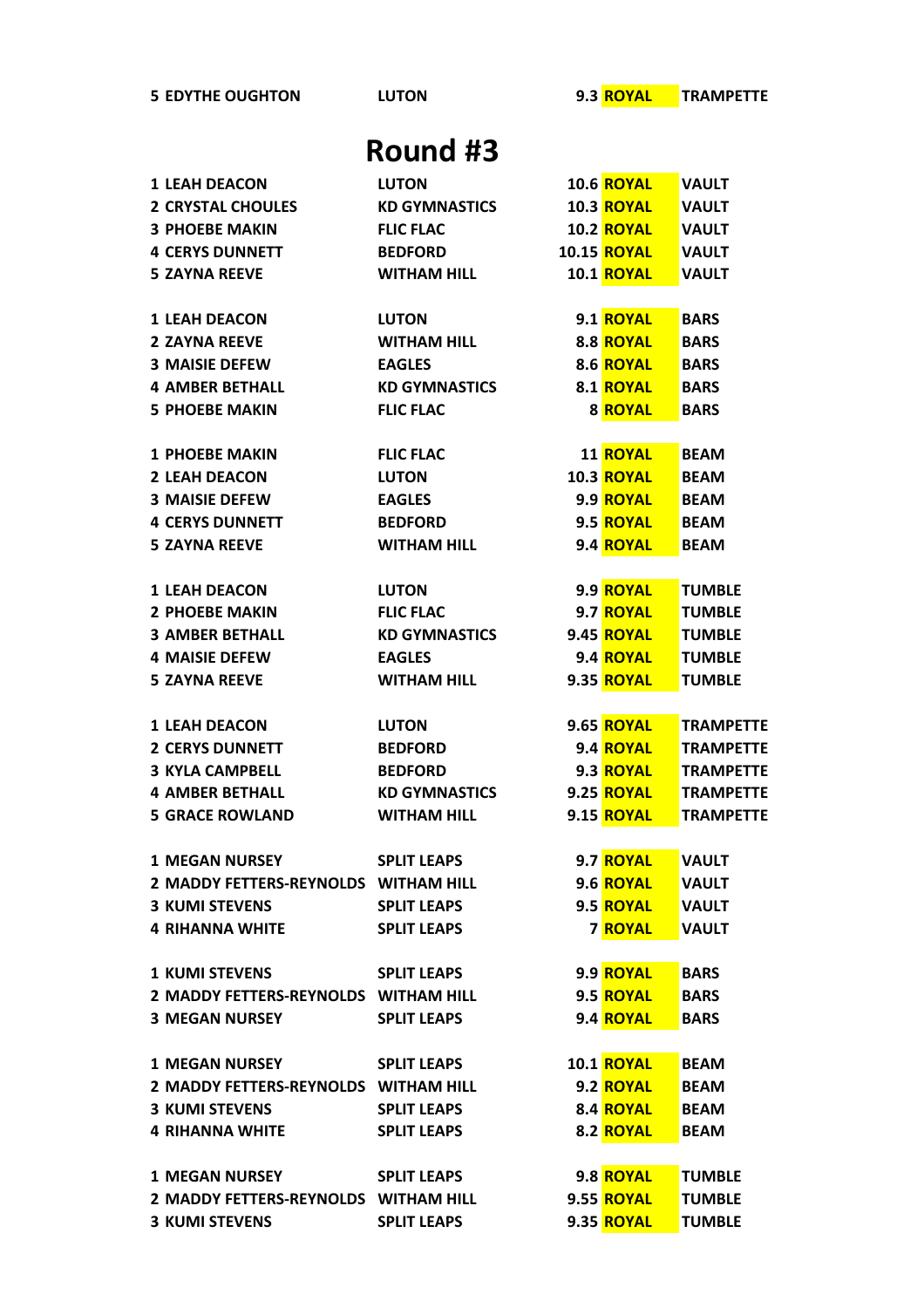| | | | | |
|---|---|---|---|---|
| 5 EDYTHE OUGHTON | LUTON | 9.3 | ROYAL | TRAMPETTE |

# Round #3

| | | | | |
|---|---|---|---|---|
| 1 LEAH DEACON | LUTON | 10.6 | ROYAL | VAULT |
| 2 CRYSTAL CHOULES | KD GYMNASTICS | 10.3 | ROYAL | VAULT |
| 3 PHOEBE MAKIN | FLIC FLAC | 10.2 | ROYAL | VAULT |
| 4 CERYS DUNNETT | BEDFORD | 10.15 | ROYAL | VAULT |
| 5 ZAYNA REEVE | WITHAM HILL | 10.1 | ROYAL | VAULT |
| | | | | |
| 1 LEAH DEACON | LUTON | 9.1 | ROYAL | BARS |
| 2 ZAYNA REEVE | WITHAM HILL | 8.8 | ROYAL | BARS |
| 3 MAISIE DEFEW | EAGLES | 8.6 | ROYAL | BARS |
| 4 AMBER BETHALL | KD GYMNASTICS | 8.1 | ROYAL | BARS |
| 5 PHOEBE MAKIN | FLIC FLAC | 8 | ROYAL | BARS |
| | | | | |
| 1 PHOEBE MAKIN | FLIC FLAC | 11 | ROYAL | BEAM |
| 2 LEAH DEACON | LUTON | 10.3 | ROYAL | BEAM |
| 3 MAISIE DEFEW | EAGLES | 9.9 | ROYAL | BEAM |
| 4 CERYS DUNNETT | BEDFORD | 9.5 | ROYAL | BEAM |
| 5 ZAYNA REEVE | WITHAM HILL | 9.4 | ROYAL | BEAM |
| | | | | |
| 1 LEAH DEACON | LUTON | 9.9 | ROYAL | TUMBLE |
| 2 PHOEBE MAKIN | FLIC FLAC | 9.7 | ROYAL | TUMBLE |
| 3 AMBER BETHALL | KD GYMNASTICS | 9.45 | ROYAL | TUMBLE |
| 4 MAISIE DEFEW | EAGLES | 9.4 | ROYAL | TUMBLE |
| 5 ZAYNA REEVE | WITHAM HILL | 9.35 | ROYAL | TUMBLE |
| | | | | |
| 1 LEAH DEACON | LUTON | 9.65 | ROYAL | TRAMPETTE |
| 2 CERYS DUNNETT | BEDFORD | 9.4 | ROYAL | TRAMPETTE |
| 3 KYLA CAMPBELL | BEDFORD | 9.3 | ROYAL | TRAMPETTE |
| 4 AMBER BETHALL | KD GYMNASTICS | 9.25 | ROYAL | TRAMPETTE |
| 5 GRACE ROWLAND | WITHAM HILL | 9.15 | ROYAL | TRAMPETTE |
| | | | | |
| 1 MEGAN NURSEY | SPLIT LEAPS | 9.7 | ROYAL | VAULT |
| 2 MADDY FETTERS-REYNOLDS | WITHAM HILL | 9.6 | ROYAL | VAULT |
| 3 KUMI STEVENS | SPLIT LEAPS | 9.5 | ROYAL | VAULT |
| 4 RIHANNA WHITE | SPLIT LEAPS | 7 | ROYAL | VAULT |
| | | | | |
| 1 KUMI STEVENS | SPLIT LEAPS | 9.9 | ROYAL | BARS |
| 2 MADDY FETTERS-REYNOLDS | WITHAM HILL | 9.5 | ROYAL | BARS |
| 3 MEGAN NURSEY | SPLIT LEAPS | 9.4 | ROYAL | BARS |
| | | | | |
| 1 MEGAN NURSEY | SPLIT LEAPS | 10.1 | ROYAL | BEAM |
| 2 MADDY FETTERS-REYNOLDS | WITHAM HILL | 9.2 | ROYAL | BEAM |
| 3 KUMI STEVENS | SPLIT LEAPS | 8.4 | ROYAL | BEAM |
| 4 RIHANNA WHITE | SPLIT LEAPS | 8.2 | ROYAL | BEAM |
| | | | | |
| 1 MEGAN NURSEY | SPLIT LEAPS | 9.8 | ROYAL | TUMBLE |
| 2 MADDY FETTERS-REYNOLDS | WITHAM HILL | 9.55 | ROYAL | TUMBLE |
| 3 KUMI STEVENS | SPLIT LEAPS | 9.35 | ROYAL | TUMBLE |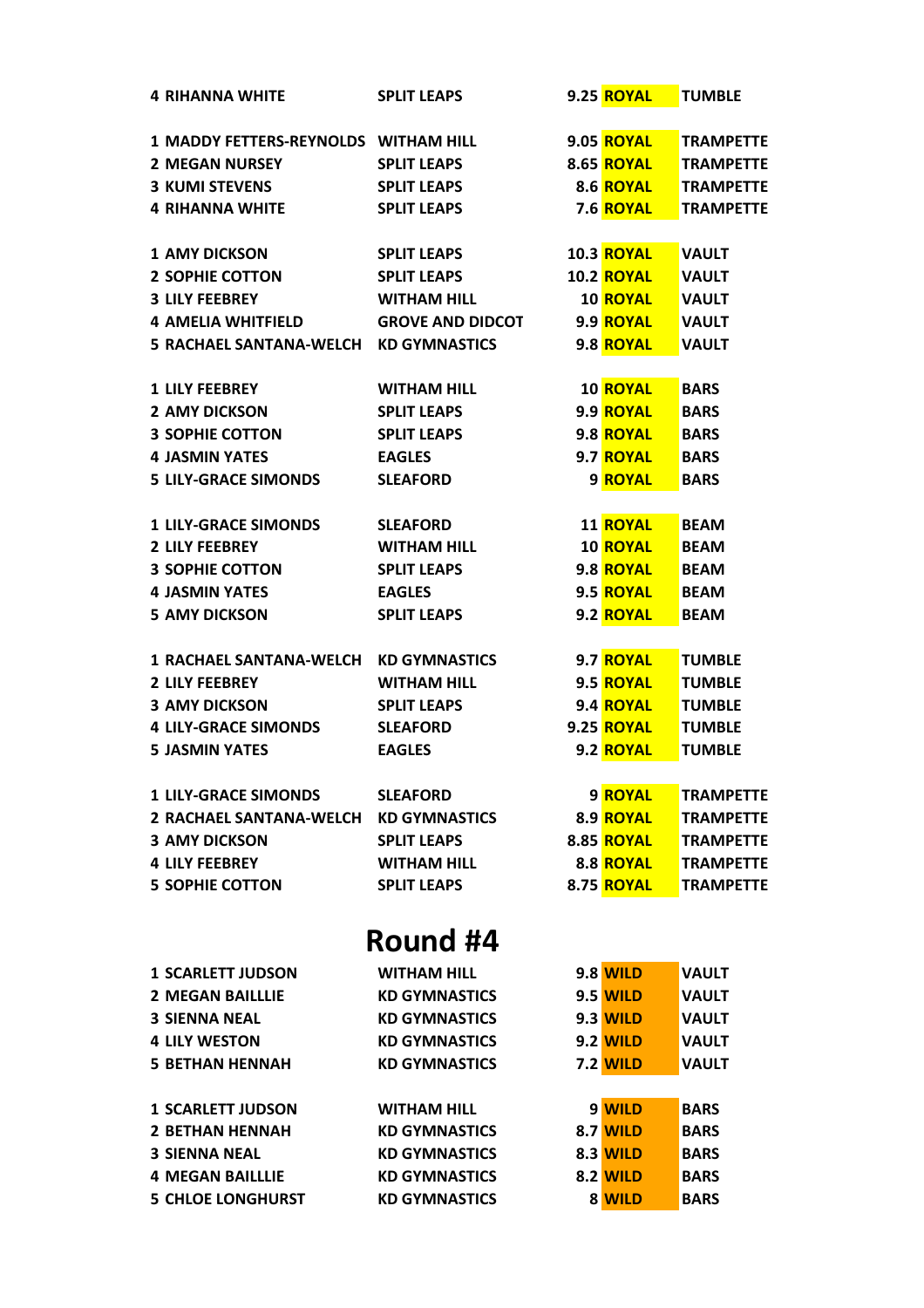| | | | | |
|---|---|---|---|---|
| 4 RIHANNA WHITE | SPLIT LEAPS | 9.25 | ROYAL | TUMBLE |

| | | | | |
|---|---|---|---|---|
| 1 MADDY FETTERS-REYNOLDS | WITHAM HILL | 9.05 | ROYAL | TRAMPETTE |
| 2 MEGAN NURSEY | SPLIT LEAPS | 8.65 | ROYAL | TRAMPETTE |
| 3 KUMI STEVENS | SPLIT LEAPS | 8.6 | ROYAL | TRAMPETTE |
| 4 RIHANNA WHITE | SPLIT LEAPS | 7.6 | ROYAL | TRAMPETTE |

| | | | | |
|---|---|---|---|---|
| 1 AMY DICKSON | SPLIT LEAPS | 10.3 | ROYAL | VAULT |
| 2 SOPHIE COTTON | SPLIT LEAPS | 10.2 | ROYAL | VAULT |
| 3 LILY FEEBREY | WITHAM HILL | 10 | ROYAL | VAULT |
| 4 AMELIA WHITFIELD | GROVE AND DIDCOT | 9.9 | ROYAL | VAULT |
| 5 RACHAEL SANTANA-WELCH | KD GYMNASTICS | 9.8 | ROYAL | VAULT |

| | | | | |
|---|---|---|---|---|
| 1 LILY FEEBREY | WITHAM HILL | 10 | ROYAL | BARS |
| 2 AMY DICKSON | SPLIT LEAPS | 9.9 | ROYAL | BARS |
| 3 SOPHIE COTTON | SPLIT LEAPS | 9.8 | ROYAL | BARS |
| 4 JASMIN YATES | EAGLES | 9.7 | ROYAL | BARS |
| 5 LILY-GRACE SIMONDS | SLEAFORD | 9 | ROYAL | BARS |

| | | | | |
|---|---|---|---|---|
| 1 LILY-GRACE SIMONDS | SLEAFORD | 11 | ROYAL | BEAM |
| 2 LILY FEEBREY | WITHAM HILL | 10 | ROYAL | BEAM |
| 3 SOPHIE COTTON | SPLIT LEAPS | 9.8 | ROYAL | BEAM |
| 4 JASMIN YATES | EAGLES | 9.5 | ROYAL | BEAM |
| 5 AMY DICKSON | SPLIT LEAPS | 9.2 | ROYAL | BEAM |

| | | | | |
|---|---|---|---|---|
| 1 RACHAEL SANTANA-WELCH | KD GYMNASTICS | 9.7 | ROYAL | TUMBLE |
| 2 LILY FEEBREY | WITHAM HILL | 9.5 | ROYAL | TUMBLE |
| 3 AMY DICKSON | SPLIT LEAPS | 9.4 | ROYAL | TUMBLE |
| 4 LILY-GRACE SIMONDS | SLEAFORD | 9.25 | ROYAL | TUMBLE |
| 5 JASMIN YATES | EAGLES | 9.2 | ROYAL | TUMBLE |

| | | | | |
|---|---|---|---|---|
| 1 LILY-GRACE SIMONDS | SLEAFORD | 9 | ROYAL | TRAMPETTE |
| 2 RACHAEL SANTANA-WELCH | KD GYMNASTICS | 8.9 | ROYAL | TRAMPETTE |
| 3 AMY DICKSON | SPLIT LEAPS | 8.85 | ROYAL | TRAMPETTE |
| 4 LILY FEEBREY | WITHAM HILL | 8.8 | ROYAL | TRAMPETTE |
| 5 SOPHIE COTTON | SPLIT LEAPS | 8.75 | ROYAL | TRAMPETTE |

# Round #4

| | | | | |
|---|---|---|---|---|
| 1 SCARLETT JUDSON | WITHAM HILL | 9.8 | WILD | VAULT |
| 2 MEGAN BAILLLIE | KD GYMNASTICS | 9.5 | WILD | VAULT |
| 3 SIENNA NEAL | KD GYMNASTICS | 9.3 | WILD | VAULT |
| 4 LILY WESTON | KD GYMNASTICS | 9.2 | WILD | VAULT |
| 5 BETHAN HENNAH | KD GYMNASTICS | 7.2 | WILD | VAULT |

| | | | | |
|---|---|---|---|---|
| 1 SCARLETT JUDSON | WITHAM HILL | 9 | WILD | BARS |
| 2 BETHAN HENNAH | KD GYMNASTICS | 8.7 | WILD | BARS |
| 3 SIENNA NEAL | KD GYMNASTICS | 8.3 | WILD | BARS |
| 4 MEGAN BAILLLIE | KD GYMNASTICS | 8.2 | WILD | BARS |
| 5 CHLOE LONGHURST | KD GYMNASTICS | 8 | WILD | BARS |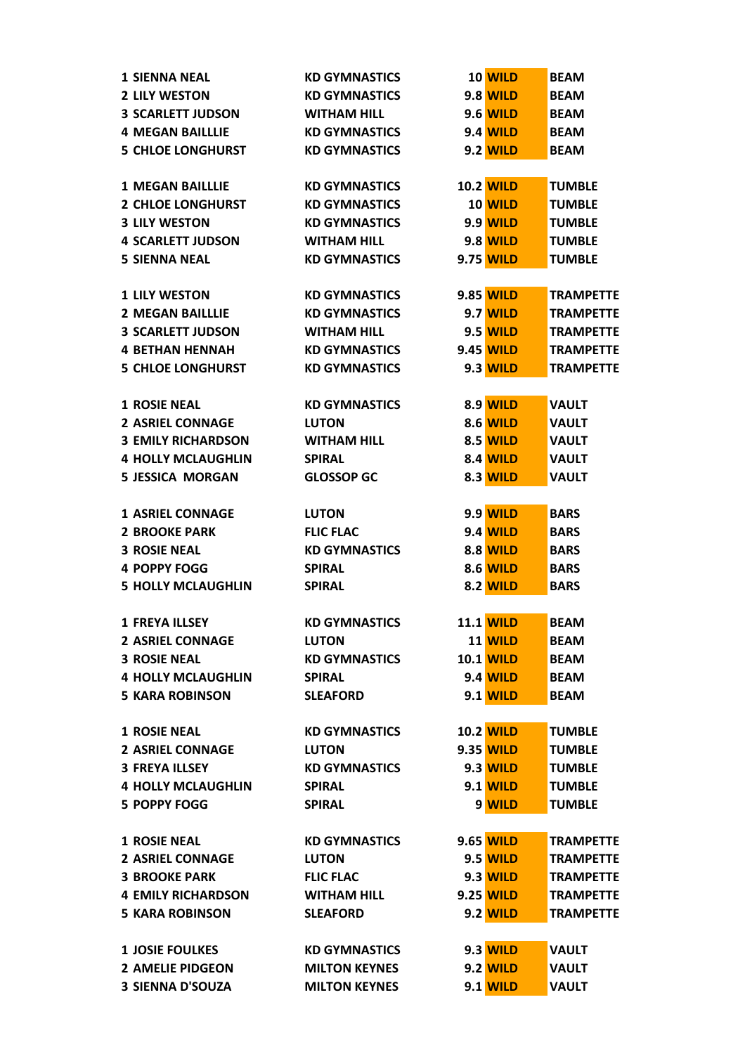| | | | | |
|---|---|---|---|---|
| 1 SIENNA NEAL | KD GYMNASTICS | 10 | WILD | BEAM |
| 2 LILY WESTON | KD GYMNASTICS | 9.8 | WILD | BEAM |
| 3 SCARLETT JUDSON | WITHAM HILL | 9.6 | WILD | BEAM |
| 4 MEGAN BAILLLIE | KD GYMNASTICS | 9.4 | WILD | BEAM |
| 5 CHLOE LONGHURST | KD GYMNASTICS | 9.2 | WILD | BEAM |
| | | | | |
| 1 MEGAN BAILLLIE | KD GYMNASTICS | 10.2 | WILD | TUMBLE |
| 2 CHLOE LONGHURST | KD GYMNASTICS | 10 | WILD | TUMBLE |
| 3 LILY WESTON | KD GYMNASTICS | 9.9 | WILD | TUMBLE |
| 4 SCARLETT JUDSON | WITHAM HILL | 9.8 | WILD | TUMBLE |
| 5 SIENNA NEAL | KD GYMNASTICS | 9.75 | WILD | TUMBLE |
| | | | | |
| 1 LILY WESTON | KD GYMNASTICS | 9.85 | WILD | TRAMPETTE |
| 2 MEGAN BAILLLIE | KD GYMNASTICS | 9.7 | WILD | TRAMPETTE |
| 3 SCARLETT JUDSON | WITHAM HILL | 9.5 | WILD | TRAMPETTE |
| 4 BETHAN HENNAH | KD GYMNASTICS | 9.45 | WILD | TRAMPETTE |
| 5 CHLOE LONGHURST | KD GYMNASTICS | 9.3 | WILD | TRAMPETTE |
| | | | | |
| 1 ROSIE NEAL | KD GYMNASTICS | 8.9 | WILD | VAULT |
| 2 ASRIEL CONNAGE | LUTON | 8.6 | WILD | VAULT |
| 3 EMILY RICHARDSON | WITHAM HILL | 8.5 | WILD | VAULT |
| 4 HOLLY MCLAUGHLIN | SPIRAL | 8.4 | WILD | VAULT |
| 5 JESSICA MORGAN | GLOSSOP GC | 8.3 | WILD | VAULT |
| | | | | |
| 1 ASRIEL CONNAGE | LUTON | 9.9 | WILD | BARS |
| 2 BROOKE PARK | FLIC FLAC | 9.4 | WILD | BARS |
| 3 ROSIE NEAL | KD GYMNASTICS | 8.8 | WILD | BARS |
| 4 POPPY FOGG | SPIRAL | 8.6 | WILD | BARS |
| 5 HOLLY MCLAUGHLIN | SPIRAL | 8.2 | WILD | BARS |
| | | | | |
| 1 FREYA ILLSEY | KD GYMNASTICS | 11.1 | WILD | BEAM |
| 2 ASRIEL CONNAGE | LUTON | 11 | WILD | BEAM |
| 3 ROSIE NEAL | KD GYMNASTICS | 10.1 | WILD | BEAM |
| 4 HOLLY MCLAUGHLIN | SPIRAL | 9.4 | WILD | BEAM |
| 5 KARA ROBINSON | SLEAFORD | 9.1 | WILD | BEAM |
| | | | | |
| 1 ROSIE NEAL | KD GYMNASTICS | 10.2 | WILD | TUMBLE |
| 2 ASRIEL CONNAGE | LUTON | 9.35 | WILD | TUMBLE |
| 3 FREYA ILLSEY | KD GYMNASTICS | 9.3 | WILD | TUMBLE |
| 4 HOLLY MCLAUGHLIN | SPIRAL | 9.1 | WILD | TUMBLE |
| 5 POPPY FOGG | SPIRAL | 9 | WILD | TUMBLE |
| | | | | |
| 1 ROSIE NEAL | KD GYMNASTICS | 9.65 | WILD | TRAMPETTE |
| 2 ASRIEL CONNAGE | LUTON | 9.5 | WILD | TRAMPETTE |
| 3 BROOKE PARK | FLIC FLAC | 9.3 | WILD | TRAMPETTE |
| 4 EMILY RICHARDSON | WITHAM HILL | 9.25 | WILD | TRAMPETTE |
| 5 KARA ROBINSON | SLEAFORD | 9.2 | WILD | TRAMPETTE |
| | | | | |
| 1 JOSIE FOULKES | KD GYMNASTICS | 9.3 | WILD | VAULT |
| 2 AMELIE PIDGEON | MILTON KEYNES | 9.2 | WILD | VAULT |
| 3 SIENNA D'SOUZA | MILTON KEYNES | 9.1 | WILD | VAULT |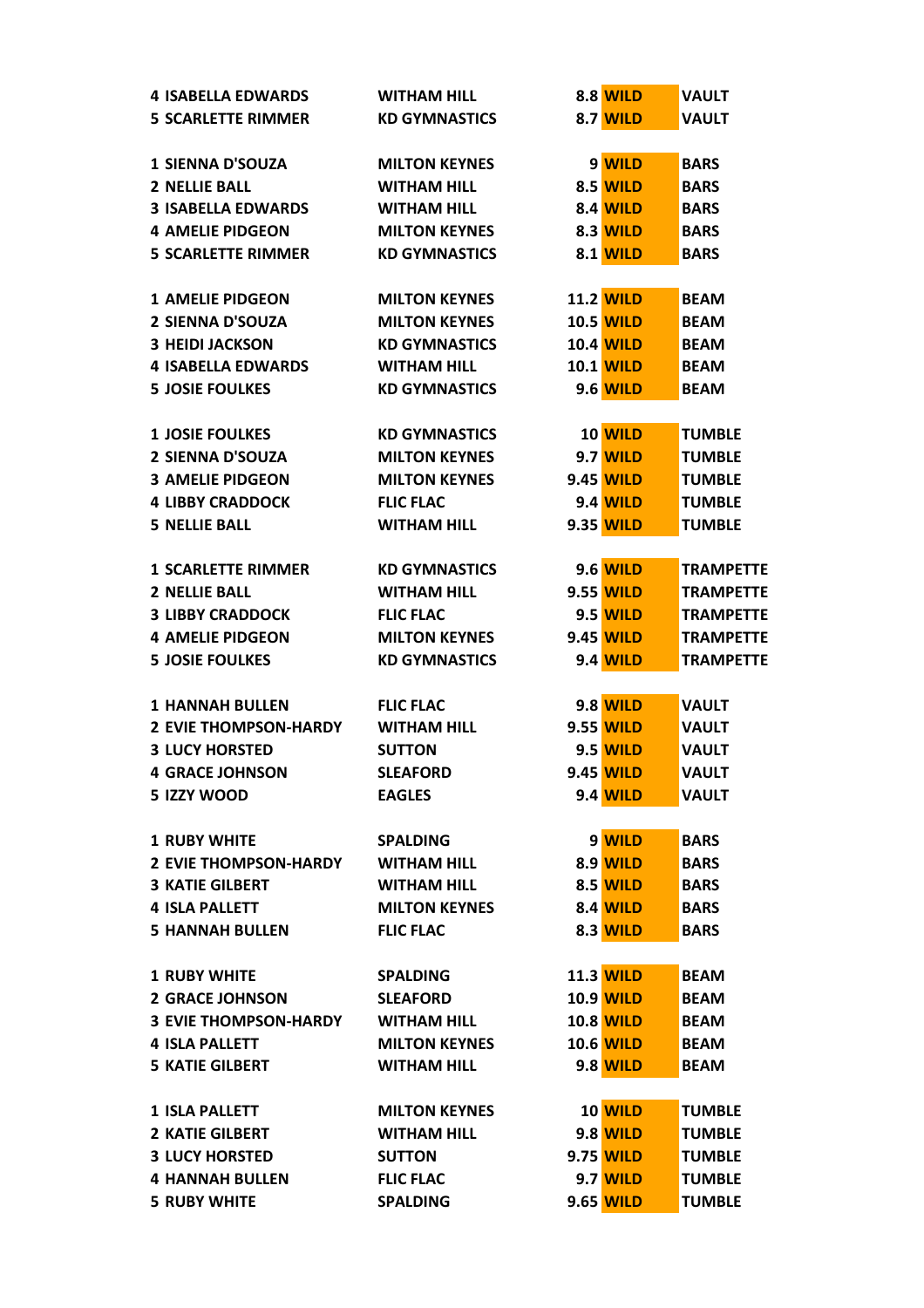| | | | | |
|---|---|---|---|---|
| 4 ISABELLA EDWARDS | WITHAM HILL | 8.8 | WILD | VAULT |
| 5 SCARLETTE RIMMER | KD GYMNASTICS | 8.7 | WILD | VAULT |
| | | | | |
| 1 SIENNA D'SOUZA | MILTON KEYNES | 9 | WILD | BARS |
| 2 NELLIE BALL | WITHAM HILL | 8.5 | WILD | BARS |
| 3 ISABELLA EDWARDS | WITHAM HILL | 8.4 | WILD | BARS |
| 4 AMELIE PIDGEON | MILTON KEYNES | 8.3 | WILD | BARS |
| 5 SCARLETTE RIMMER | KD GYMNASTICS | 8.1 | WILD | BARS |
| | | | | |
| 1 AMELIE PIDGEON | MILTON KEYNES | 11.2 | WILD | BEAM |
| 2 SIENNA D'SOUZA | MILTON KEYNES | 10.5 | WILD | BEAM |
| 3 HEIDI JACKSON | KD GYMNASTICS | 10.4 | WILD | BEAM |
| 4 ISABELLA EDWARDS | WITHAM HILL | 10.1 | WILD | BEAM |
| 5 JOSIE FOULKES | KD GYMNASTICS | 9.6 | WILD | BEAM |
| | | | | |
| 1 JOSIE FOULKES | KD GYMNASTICS | 10 | WILD | TUMBLE |
| 2 SIENNA D'SOUZA | MILTON KEYNES | 9.7 | WILD | TUMBLE |
| 3 AMELIE PIDGEON | MILTON KEYNES | 9.45 | WILD | TUMBLE |
| 4 LIBBY CRADDOCK | FLIC FLAC | 9.4 | WILD | TUMBLE |
| 5 NELLIE BALL | WITHAM HILL | 9.35 | WILD | TUMBLE |
| | | | | |
| 1 SCARLETTE RIMMER | KD GYMNASTICS | 9.6 | WILD | TRAMPETTE |
| 2 NELLIE BALL | WITHAM HILL | 9.55 | WILD | TRAMPETTE |
| 3 LIBBY CRADDOCK | FLIC FLAC | 9.5 | WILD | TRAMPETTE |
| 4 AMELIE PIDGEON | MILTON KEYNES | 9.45 | WILD | TRAMPETTE |
| 5 JOSIE FOULKES | KD GYMNASTICS | 9.4 | WILD | TRAMPETTE |
| | | | | |
| 1 HANNAH BULLEN | FLIC FLAC | 9.8 | WILD | VAULT |
| 2 EVIE THOMPSON-HARDY | WITHAM HILL | 9.55 | WILD | VAULT |
| 3 LUCY HORSTED | SUTTON | 9.5 | WILD | VAULT |
| 4 GRACE JOHNSON | SLEAFORD | 9.45 | WILD | VAULT |
| 5 IZZY WOOD | EAGLES | 9.4 | WILD | VAULT |
| | | | | |
| 1 RUBY WHITE | SPALDING | 9 | WILD | BARS |
| 2 EVIE THOMPSON-HARDY | WITHAM HILL | 8.9 | WILD | BARS |
| 3 KATIE GILBERT | WITHAM HILL | 8.5 | WILD | BARS |
| 4 ISLA PALLETT | MILTON KEYNES | 8.4 | WILD | BARS |
| 5 HANNAH BULLEN | FLIC FLAC | 8.3 | WILD | BARS |
| | | | | |
| 1 RUBY WHITE | SPALDING | 11.3 | WILD | BEAM |
| 2 GRACE JOHNSON | SLEAFORD | 10.9 | WILD | BEAM |
| 3 EVIE THOMPSON-HARDY | WITHAM HILL | 10.8 | WILD | BEAM |
| 4 ISLA PALLETT | MILTON KEYNES | 10.6 | WILD | BEAM |
| 5 KATIE GILBERT | WITHAM HILL | 9.8 | WILD | BEAM |
| | | | | |
| 1 ISLA PALLETT | MILTON KEYNES | 10 | WILD | TUMBLE |
| 2 KATIE GILBERT | WITHAM HILL | 9.8 | WILD | TUMBLE |
| 3 LUCY HORSTED | SUTTON | 9.75 | WILD | TUMBLE |
| 4 HANNAH BULLEN | FLIC FLAC | 9.7 | WILD | TUMBLE |
| 5 RUBY WHITE | SPALDING | 9.65 | WILD | TUMBLE |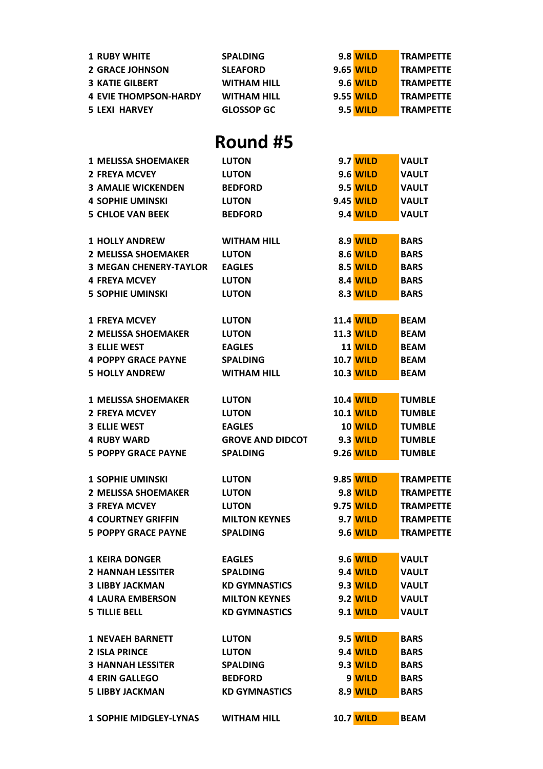| | | | | |
|---|---|---|---|---|
| 1 RUBY WHITE | SPALDING | 9.8 | WILD | TRAMPETTE |
| 2 GRACE JOHNSON | SLEAFORD | 9.65 | WILD | TRAMPETTE |
| 3 KATIE GILBERT | WITHAM HILL | 9.6 | WILD | TRAMPETTE |
| 4 EVIE THOMPSON-HARDY | WITHAM HILL | 9.55 | WILD | TRAMPETTE |
| 5 LEXI HARVEY | GLOSSOP GC | 9.5 | WILD | TRAMPETTE |

# Round #5

| | | | | |
|---|---|---|---|---|
| 1 MELISSA SHOEMAKER | LUTON | 9.7 | WILD | VAULT |
| 2 FREYA MCVEY | LUTON | 9.6 | WILD | VAULT |
| 3 AMALIE WICKENDEN | BEDFORD | 9.5 | WILD | VAULT |
| 4 SOPHIE UMINSKI | LUTON | 9.45 | WILD | VAULT |
| 5 CHLOE VAN BEEK | BEDFORD | 9.4 | WILD | VAULT |
| | | | | |
| 1 HOLLY ANDREW | WITHAM HILL | 8.9 | WILD | BARS |
| 2 MELISSA SHOEMAKER | LUTON | 8.6 | WILD | BARS |
| 3 MEGAN CHENERY-TAYLOR | EAGLES | 8.5 | WILD | BARS |
| 4 FREYA MCVEY | LUTON | 8.4 | WILD | BARS |
| 5 SOPHIE UMINSKI | LUTON | 8.3 | WILD | BARS |
| | | | | |
| 1 FREYA MCVEY | LUTON | 11.4 | WILD | BEAM |
| 2 MELISSA SHOEMAKER | LUTON | 11.3 | WILD | BEAM |
| 3 ELLIE WEST | EAGLES | 11 | WILD | BEAM |
| 4 POPPY GRACE PAYNE | SPALDING | 10.7 | WILD | BEAM |
| 5 HOLLY ANDREW | WITHAM HILL | 10.3 | WILD | BEAM |
| | | | | |
| 1 MELISSA SHOEMAKER | LUTON | 10.4 | WILD | TUMBLE |
| 2 FREYA MCVEY | LUTON | 10.1 | WILD | TUMBLE |
| 3 ELLIE WEST | EAGLES | 10 | WILD | TUMBLE |
| 4 RUBY WARD | GROVE AND DIDCOT | 9.3 | WILD | TUMBLE |
| 5 POPPY GRACE PAYNE | SPALDING | 9.26 | WILD | TUMBLE |
| | | | | |
| 1 SOPHIE UMINSKI | LUTON | 9.85 | WILD | TRAMPETTE |
| 2 MELISSA SHOEMAKER | LUTON | 9.8 | WILD | TRAMPETTE |
| 3 FREYA MCVEY | LUTON | 9.75 | WILD | TRAMPETTE |
| 4 COURTNEY GRIFFIN | MILTON KEYNES | 9.7 | WILD | TRAMPETTE |
| 5 POPPY GRACE PAYNE | SPALDING | 9.6 | WILD | TRAMPETTE |
| | | | | |
| 1 KEIRA DONGER | EAGLES | 9.6 | WILD | VAULT |
| 2 HANNAH LESSITER | SPALDING | 9.4 | WILD | VAULT |
| 3 LIBBY JACKMAN | KD GYMNASTICS | 9.3 | WILD | VAULT |
| 4 LAURA EMBERSON | MILTON KEYNES | 9.2 | WILD | VAULT |
| 5 TILLIE BELL | KD GYMNASTICS | 9.1 | WILD | VAULT |
| | | | | |
| 1 NEVAEH BARNETT | LUTON | 9.5 | WILD | BARS |
| 2 ISLA PRINCE | LUTON | 9.4 | WILD | BARS |
| 3 HANNAH LESSITER | SPALDING | 9.3 | WILD | BARS |
| 4 ERIN GALLEGO | BEDFORD | 9 | WILD | BARS |
| 5 LIBBY JACKMAN | KD GYMNASTICS | 8.9 | WILD | BARS |
| | | | | |
| 1 SOPHIE MIDGLEY-LYNAS | WITHAM HILL | 10.7 | WILD | BEAM |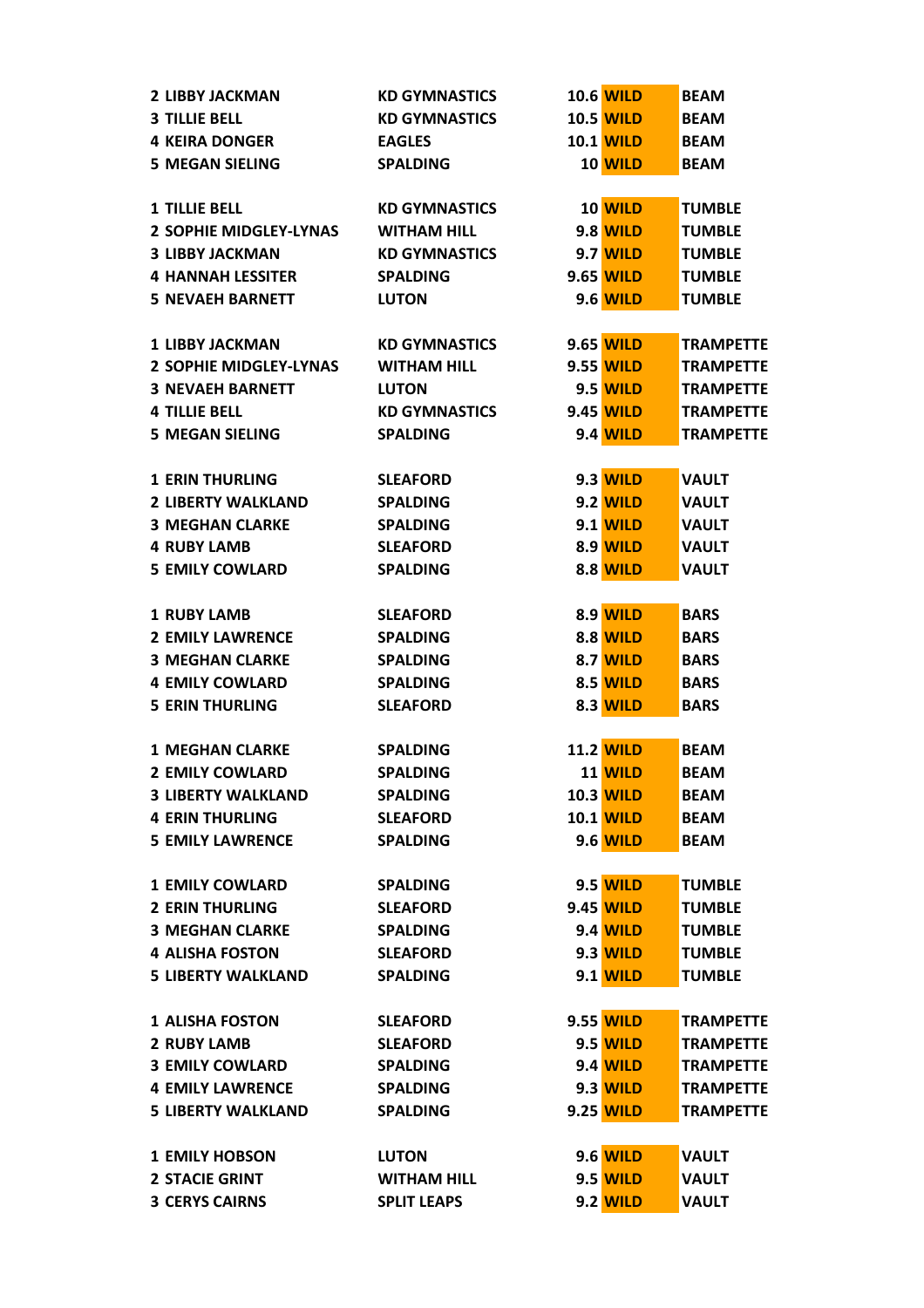| | | | | |
|---|---|---|---|---|
| 2 LIBBY JACKMAN | KD GYMNASTICS | 10.6 | WILD | BEAM |
| 3 TILLIE BELL | KD GYMNASTICS | 10.5 | WILD | BEAM |
| 4 KEIRA DONGER | EAGLES | 10.1 | WILD | BEAM |
| 5 MEGAN SIELING | SPALDING | 10 | WILD | BEAM |
| | | | | |
| 1 TILLIE BELL | KD GYMNASTICS | 10 | WILD | TUMBLE |
| 2 SOPHIE MIDGLEY-LYNAS | WITHAM HILL | 9.8 | WILD | TUMBLE |
| 3 LIBBY JACKMAN | KD GYMNASTICS | 9.7 | WILD | TUMBLE |
| 4 HANNAH LESSITER | SPALDING | 9.65 | WILD | TUMBLE |
| 5 NEVAEH BARNETT | LUTON | 9.6 | WILD | TUMBLE |
| | | | | |
| 1 LIBBY JACKMAN | KD GYMNASTICS | 9.65 | WILD | TRAMPETTE |
| 2 SOPHIE MIDGLEY-LYNAS | WITHAM HILL | 9.55 | WILD | TRAMPETTE |
| 3 NEVAEH BARNETT | LUTON | 9.5 | WILD | TRAMPETTE |
| 4 TILLIE BELL | KD GYMNASTICS | 9.45 | WILD | TRAMPETTE |
| 5 MEGAN SIELING | SPALDING | 9.4 | WILD | TRAMPETTE |
| | | | | |
| 1 ERIN THURLING | SLEAFORD | 9.3 | WILD | VAULT |
| 2 LIBERTY WALKLAND | SPALDING | 9.2 | WILD | VAULT |
| 3 MEGHAN CLARKE | SPALDING | 9.1 | WILD | VAULT |
| 4 RUBY LAMB | SLEAFORD | 8.9 | WILD | VAULT |
| 5 EMILY COWLARD | SPALDING | 8.8 | WILD | VAULT |
| | | | | |
| 1 RUBY LAMB | SLEAFORD | 8.9 | WILD | BARS |
| 2 EMILY LAWRENCE | SPALDING | 8.8 | WILD | BARS |
| 3 MEGHAN CLARKE | SPALDING | 8.7 | WILD | BARS |
| 4 EMILY COWLARD | SPALDING | 8.5 | WILD | BARS |
| 5 ERIN THURLING | SLEAFORD | 8.3 | WILD | BARS |
| | | | | |
| 1 MEGHAN CLARKE | SPALDING | 11.2 | WILD | BEAM |
| 2 EMILY COWLARD | SPALDING | 11 | WILD | BEAM |
| 3 LIBERTY WALKLAND | SPALDING | 10.3 | WILD | BEAM |
| 4 ERIN THURLING | SLEAFORD | 10.1 | WILD | BEAM |
| 5 EMILY LAWRENCE | SPALDING | 9.6 | WILD | BEAM |
| | | | | |
| 1 EMILY COWLARD | SPALDING | 9.5 | WILD | TUMBLE |
| 2 ERIN THURLING | SLEAFORD | 9.45 | WILD | TUMBLE |
| 3 MEGHAN CLARKE | SPALDING | 9.4 | WILD | TUMBLE |
| 4 ALISHA FOSTON | SLEAFORD | 9.3 | WILD | TUMBLE |
| 5 LIBERTY WALKLAND | SPALDING | 9.1 | WILD | TUMBLE |
| | | | | |
| 1 ALISHA FOSTON | SLEAFORD | 9.55 | WILD | TRAMPETTE |
| 2 RUBY LAMB | SLEAFORD | 9.5 | WILD | TRAMPETTE |
| 3 EMILY COWLARD | SPALDING | 9.4 | WILD | TRAMPETTE |
| 4 EMILY LAWRENCE | SPALDING | 9.3 | WILD | TRAMPETTE |
| 5 LIBERTY WALKLAND | SPALDING | 9.25 | WILD | TRAMPETTE |
| | | | | |
| 1 EMILY HOBSON | LUTON | 9.6 | WILD | VAULT |
| 2 STACIE GRINT | WITHAM HILL | 9.5 | WILD | VAULT |
| 3 CERYS CAIRNS | SPLIT LEAPS | 9.2 | WILD | VAULT |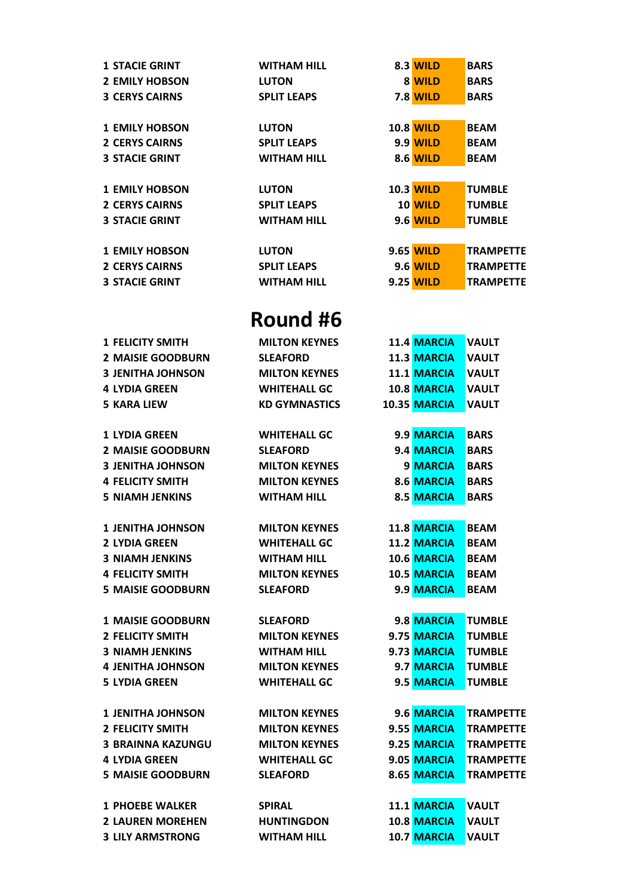| | | | | |
|---|---|---|---|---|
| 1 STACIE GRINT | WITHAM HILL | 8.3 | WILD | BARS |
| 2 EMILY HOBSON | LUTON | 8 | WILD | BARS |
| 3 CERYS CAIRNS | SPLIT LEAPS | 7.8 | WILD | BARS |
| | | | | |
| 1 EMILY HOBSON | LUTON | 10.8 | WILD | BEAM |
| 2 CERYS CAIRNS | SPLIT LEAPS | 9.9 | WILD | BEAM |
| 3 STACIE GRINT | WITHAM HILL | 8.6 | WILD | BEAM |
| | | | | |
| 1 EMILY HOBSON | LUTON | 10.3 | WILD | TUMBLE |
| 2 CERYS CAIRNS | SPLIT LEAPS | 10 | WILD | TUMBLE |
| 3 STACIE GRINT | WITHAM HILL | 9.6 | WILD | TUMBLE |
| | | | | |
| 1 EMILY HOBSON | LUTON | 9.65 | WILD | TRAMPETTE |
| 2 CERYS CAIRNS | SPLIT LEAPS | 9.6 | WILD | TRAMPETTE |
| 3 STACIE GRINT | WITHAM HILL | 9.25 | WILD | TRAMPETTE |

# Round #6

| | | | | |
|---|---|---|---|---|
| 1 FELICITY SMITH | MILTON KEYNES | 11.4 | MARCIA | VAULT |
| 2 MAISIE GOODBURN | SLEAFORD | 11.3 | MARCIA | VAULT |
| 3 JENITHA JOHNSON | MILTON KEYNES | 11.1 | MARCIA | VAULT |
| 4 LYDIA GREEN | WHITEHALL GC | 10.8 | MARCIA | VAULT |
| 5 KARA LIEW | KD GYMNASTICS | 10.35 | MARCIA | VAULT |
| | | | | |
| 1 LYDIA GREEN | WHITEHALL GC | 9.9 | MARCIA | BARS |
| 2 MAISIE GOODBURN | SLEAFORD | 9.4 | MARCIA | BARS |
| 3 JENITHA JOHNSON | MILTON KEYNES | 9 | MARCIA | BARS |
| 4 FELICITY SMITH | MILTON KEYNES | 8.6 | MARCIA | BARS |
| 5 NIAMH JENKINS | WITHAM HILL | 8.5 | MARCIA | BARS |
| | | | | |
| 1 JENITHA JOHNSON | MILTON KEYNES | 11.8 | MARCIA | BEAM |
| 2 LYDIA GREEN | WHITEHALL GC | 11.2 | MARCIA | BEAM |
| 3 NIAMH JENKINS | WITHAM HILL | 10.6 | MARCIA | BEAM |
| 4 FELICITY SMITH | MILTON KEYNES | 10.5 | MARCIA | BEAM |
| 5 MAISIE GOODBURN | SLEAFORD | 9.9 | MARCIA | BEAM |
| | | | | |
| 1 MAISIE GOODBURN | SLEAFORD | 9.8 | MARCIA | TUMBLE |
| 2 FELICITY SMITH | MILTON KEYNES | 9.75 | MARCIA | TUMBLE |
| 3 NIAMH JENKINS | WITHAM HILL | 9.73 | MARCIA | TUMBLE |
| 4 JENITHA JOHNSON | MILTON KEYNES | 9.7 | MARCIA | TUMBLE |
| 5 LYDIA GREEN | WHITEHALL GC | 9.5 | MARCIA | TUMBLE |
| | | | | |
| 1 JENITHA JOHNSON | MILTON KEYNES | 9.6 | MARCIA | TRAMPETTE |
| 2 FELICITY SMITH | MILTON KEYNES | 9.55 | MARCIA | TRAMPETTE |
| 3 BRAINNA KAZUNGU | MILTON KEYNES | 9.25 | MARCIA | TRAMPETTE |
| 4 LYDIA GREEN | WHITEHALL GC | 9.05 | MARCIA | TRAMPETTE |
| 5 MAISIE GOODBURN | SLEAFORD | 8.65 | MARCIA | TRAMPETTE |
| | | | | |
| 1 PHOEBE WALKER | SPIRAL | 11.1 | MARCIA | VAULT |
| 2 LAUREN MOREHEN | HUNTINGDON | 10.8 | MARCIA | VAULT |
| 3 LILY ARMSTRONG | WITHAM HILL | 10.7 | MARCIA | VAULT |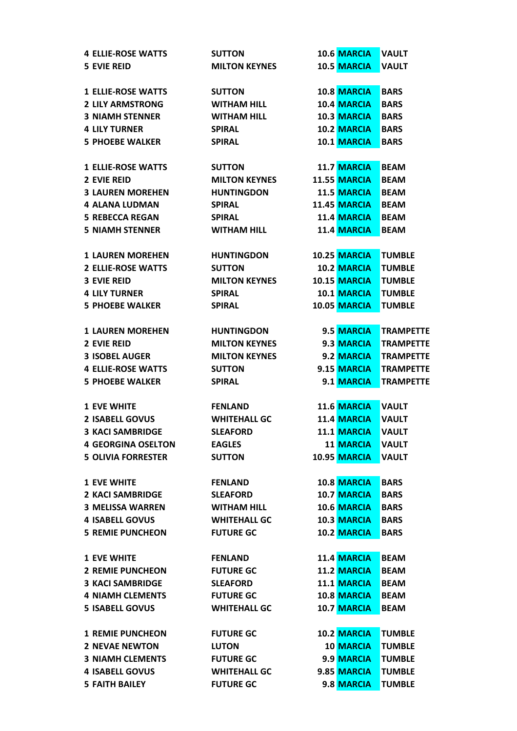| | | | | |
|---|---|---|---|---|
| 4 ELLIE-ROSE WATTS | SUTTON | 10.6 | MARCIA | VAULT |
| 5 EVIE REID | MILTON KEYNES | 10.5 | MARCIA | VAULT |
| | | | | |
| 1 ELLIE-ROSE WATTS | SUTTON | 10.8 | MARCIA | BARS |
| 2 LILY ARMSTRONG | WITHAM HILL | 10.4 | MARCIA | BARS |
| 3 NIAMH STENNER | WITHAM HILL | 10.3 | MARCIA | BARS |
| 4 LILY TURNER | SPIRAL | 10.2 | MARCIA | BARS |
| 5 PHOEBE WALKER | SPIRAL | 10.1 | MARCIA | BARS |
| | | | | |
| 1 ELLIE-ROSE WATTS | SUTTON | 11.7 | MARCIA | BEAM |
| 2 EVIE REID | MILTON KEYNES | 11.55 | MARCIA | BEAM |
| 3 LAUREN MOREHEN | HUNTINGDON | 11.5 | MARCIA | BEAM |
| 4 ALANA LUDMAN | SPIRAL | 11.45 | MARCIA | BEAM |
| 5 REBECCA REGAN | SPIRAL | 11.4 | MARCIA | BEAM |
| 5 NIAMH STENNER | WITHAM HILL | 11.4 | MARCIA | BEAM |
| | | | | |
| 1 LAUREN MOREHEN | HUNTINGDON | 10.25 | MARCIA | TUMBLE |
| 2 ELLIE-ROSE WATTS | SUTTON | 10.2 | MARCIA | TUMBLE |
| 3 EVIE REID | MILTON KEYNES | 10.15 | MARCIA | TUMBLE |
| 4 LILY TURNER | SPIRAL | 10.1 | MARCIA | TUMBLE |
| 5 PHOEBE WALKER | SPIRAL | 10.05 | MARCIA | TUMBLE |
| | | | | |
| 1 LAUREN MOREHEN | HUNTINGDON | 9.5 | MARCIA | TRAMPETTE |
| 2 EVIE REID | MILTON KEYNES | 9.3 | MARCIA | TRAMPETTE |
| 3 ISOBEL AUGER | MILTON KEYNES | 9.2 | MARCIA | TRAMPETTE |
| 4 ELLIE-ROSE WATTS | SUTTON | 9.15 | MARCIA | TRAMPETTE |
| 5 PHOEBE WALKER | SPIRAL | 9.1 | MARCIA | TRAMPETTE |
| | | | | |
| 1 EVE WHITE | FENLAND | 11.6 | MARCIA | VAULT |
| 2 ISABELL GOVUS | WHITEHALL GC | 11.4 | MARCIA | VAULT |
| 3 KACI SAMBRIDGE | SLEAFORD | 11.1 | MARCIA | VAULT |
| 4 GEORGINA OSELTON | EAGLES | 11 | MARCIA | VAULT |
| 5 OLIVIA FORRESTER | SUTTON | 10.95 | MARCIA | VAULT |
| | | | | |
| 1 EVE WHITE | FENLAND | 10.8 | MARCIA | BARS |
| 2 KACI SAMBRIDGE | SLEAFORD | 10.7 | MARCIA | BARS |
| 3 MELISSA WARREN | WITHAM HILL | 10.6 | MARCIA | BARS |
| 4 ISABELL GOVUS | WHITEHALL GC | 10.3 | MARCIA | BARS |
| 5 REMIE PUNCHEON | FUTURE GC | 10.2 | MARCIA | BARS |
| | | | | |
| 1 EVE WHITE | FENLAND | 11.4 | MARCIA | BEAM |
| 2 REMIE PUNCHEON | FUTURE GC | 11.2 | MARCIA | BEAM |
| 3 KACI SAMBRIDGE | SLEAFORD | 11.1 | MARCIA | BEAM |
| 4 NIAMH CLEMENTS | FUTURE GC | 10.8 | MARCIA | BEAM |
| 5 ISABELL GOVUS | WHITEHALL GC | 10.7 | MARCIA | BEAM |
| | | | | |
| 1 REMIE PUNCHEON | FUTURE GC | 10.2 | MARCIA | TUMBLE |
| 2 NEVAE NEWTON | LUTON | 10 | MARCIA | TUMBLE |
| 3 NIAMH CLEMENTS | FUTURE GC | 9.9 | MARCIA | TUMBLE |
| 4 ISABELL GOVUS | WHITEHALL GC | 9.85 | MARCIA | TUMBLE |
| 5 FAITH BAILEY | FUTURE GC | 9.8 | MARCIA | TUMBLE |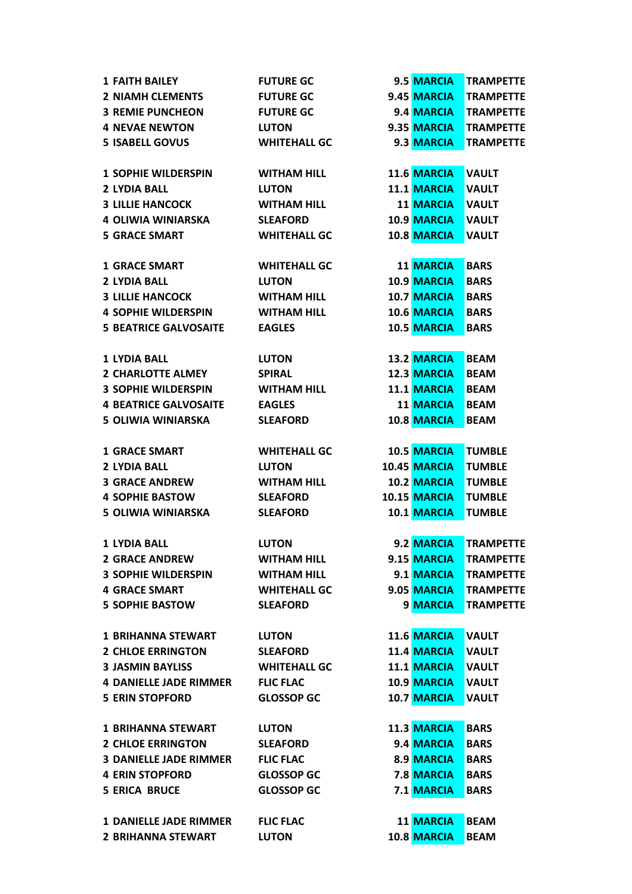| | | | | |
|---|---|---|---|---|
| 1 FAITH BAILEY | FUTURE GC | 9.5 | MARCIA | TRAMPETTE |
| 2 NIAMH CLEMENTS | FUTURE GC | 9.45 | MARCIA | TRAMPETTE |
| 3 REMIE PUNCHEON | FUTURE GC | 9.4 | MARCIA | TRAMPETTE |
| 4 NEVAE NEWTON | LUTON | 9.35 | MARCIA | TRAMPETTE |
| 5 ISABELL GOVUS | WHITEHALL GC | 9.3 | MARCIA | TRAMPETTE |
| | | | | |
| 1 SOPHIE WILDERSPIN | WITHAM HILL | 11.6 | MARCIA | VAULT |
| 2 LYDIA BALL | LUTON | 11.1 | MARCIA | VAULT |
| 3 LILLIE HANCOCK | WITHAM HILL | 11 | MARCIA | VAULT |
| 4 OLIWIA WINIARSKA | SLEAFORD | 10.9 | MARCIA | VAULT |
| 5 GRACE SMART | WHITEHALL GC | 10.8 | MARCIA | VAULT |
| | | | | |
| 1 GRACE SMART | WHITEHALL GC | 11 | MARCIA | BARS |
| 2 LYDIA BALL | LUTON | 10.9 | MARCIA | BARS |
| 3 LILLIE HANCOCK | WITHAM HILL | 10.7 | MARCIA | BARS |
| 4 SOPHIE WILDERSPIN | WITHAM HILL | 10.6 | MARCIA | BARS |
| 5 BEATRICE GALVOSAITE | EAGLES | 10.5 | MARCIA | BARS |
| | | | | |
| 1 LYDIA BALL | LUTON | 13.2 | MARCIA | BEAM |
| 2 CHARLOTTE ALMEY | SPIRAL | 12.3 | MARCIA | BEAM |
| 3 SOPHIE WILDERSPIN | WITHAM HILL | 11.1 | MARCIA | BEAM |
| 4 BEATRICE GALVOSAITE | EAGLES | 11 | MARCIA | BEAM |
| 5 OLIWIA WINIARSKA | SLEAFORD | 10.8 | MARCIA | BEAM |
| | | | | |
| 1 GRACE SMART | WHITEHALL GC | 10.5 | MARCIA | TUMBLE |
| 2 LYDIA BALL | LUTON | 10.45 | MARCIA | TUMBLE |
| 3 GRACE ANDREW | WITHAM HILL | 10.2 | MARCIA | TUMBLE |
| 4 SOPHIE BASTOW | SLEAFORD | 10.15 | MARCIA | TUMBLE |
| 5 OLIWIA WINIARSKA | SLEAFORD | 10.1 | MARCIA | TUMBLE |
| | | | | |
| 1 LYDIA BALL | LUTON | 9.2 | MARCIA | TRAMPETTE |
| 2 GRACE ANDREW | WITHAM HILL | 9.15 | MARCIA | TRAMPETTE |
| 3 SOPHIE WILDERSPIN | WITHAM HILL | 9.1 | MARCIA | TRAMPETTE |
| 4 GRACE SMART | WHITEHALL GC | 9.05 | MARCIA | TRAMPETTE |
| 5 SOPHIE BASTOW | SLEAFORD | 9 | MARCIA | TRAMPETTE |
| | | | | |
| 1 BRIHANNA STEWART | LUTON | 11.6 | MARCIA | VAULT |
| 2 CHLOE ERRINGTON | SLEAFORD | 11.4 | MARCIA | VAULT |
| 3 JASMIN BAYLISS | WHITEHALL GC | 11.1 | MARCIA | VAULT |
| 4 DANIELLE JADE RIMMER | FLIC FLAC | 10.9 | MARCIA | VAULT |
| 5 ERIN STOPFORD | GLOSSOP GC | 10.7 | MARCIA | VAULT |
| | | | | |
| 1 BRIHANNA STEWART | LUTON | 11.3 | MARCIA | BARS |
| 2 CHLOE ERRINGTON | SLEAFORD | 9.4 | MARCIA | BARS |
| 3 DANIELLE JADE RIMMER | FLIC FLAC | 8.9 | MARCIA | BARS |
| 4 ERIN STOPFORD | GLOSSOP GC | 7.8 | MARCIA | BARS |
| 5 ERICA BRUCE | GLOSSOP GC | 7.1 | MARCIA | BARS |
| | | | | |
| 1 DANIELLE JADE RIMMER | FLIC FLAC | 11 | MARCIA | BEAM |
| 2 BRIHANNA STEWART | LUTON | 10.8 | MARCIA | BEAM |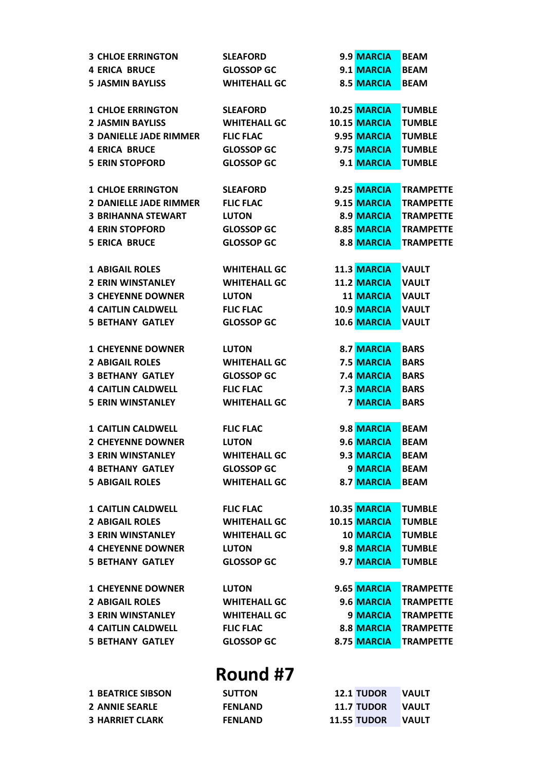| | | | | |
|---|---|---|---|---|
| 3 CHLOE ERRINGTON | SLEAFORD | 9.9 | MARCIA | BEAM |
| 4 ERICA BRUCE | GLOSSOP GC | 9.1 | MARCIA | BEAM |
| 5 JASMIN BAYLISS | WHITEHALL GC | 8.5 | MARCIA | BEAM |

| | | | | |
|---|---|---|---|---|
| 1 CHLOE ERRINGTON | SLEAFORD | 10.25 | MARCIA | TUMBLE |
| 2 JASMIN BAYLISS | WHITEHALL GC | 10.15 | MARCIA | TUMBLE |
| 3 DANIELLE JADE RIMMER | FLIC FLAC | 9.95 | MARCIA | TUMBLE |
| 4 ERICA BRUCE | GLOSSOP GC | 9.75 | MARCIA | TUMBLE |
| 5 ERIN STOPFORD | GLOSSOP GC | 9.1 | MARCIA | TUMBLE |

| | | | | |
|---|---|---|---|---|
| 1 CHLOE ERRINGTON | SLEAFORD | 9.25 | MARCIA | TRAMPETTE |
| 2 DANIELLE JADE RIMMER | FLIC FLAC | 9.15 | MARCIA | TRAMPETTE |
| 3 BRIHANNA STEWART | LUTON | 8.9 | MARCIA | TRAMPETTE |
| 4 ERIN STOPFORD | GLOSSOP GC | 8.85 | MARCIA | TRAMPETTE |
| 5 ERICA BRUCE | GLOSSOP GC | 8.8 | MARCIA | TRAMPETTE |

| | | | | |
|---|---|---|---|---|
| 1 ABIGAIL ROLES | WHITEHALL GC | 11.3 | MARCIA | VAULT |
| 2 ERIN WINSTANLEY | WHITEHALL GC | 11.2 | MARCIA | VAULT |
| 3 CHEYENNE DOWNER | LUTON | 11 | MARCIA | VAULT |
| 4 CAITLIN CALDWELL | FLIC FLAC | 10.9 | MARCIA | VAULT |
| 5 BETHANY GATLEY | GLOSSOP GC | 10.6 | MARCIA | VAULT |

| | | | | |
|---|---|---|---|---|
| 1 CHEYENNE DOWNER | LUTON | 8.7 | MARCIA | BARS |
| 2 ABIGAIL ROLES | WHITEHALL GC | 7.5 | MARCIA | BARS |
| 3 BETHANY GATLEY | GLOSSOP GC | 7.4 | MARCIA | BARS |
| 4 CAITLIN CALDWELL | FLIC FLAC | 7.3 | MARCIA | BARS |
| 5 ERIN WINSTANLEY | WHITEHALL GC | 7 | MARCIA | BARS |

| | | | | |
|---|---|---|---|---|
| 1 CAITLIN CALDWELL | FLIC FLAC | 9.8 | MARCIA | BEAM |
| 2 CHEYENNE DOWNER | LUTON | 9.6 | MARCIA | BEAM |
| 3 ERIN WINSTANLEY | WHITEHALL GC | 9.3 | MARCIA | BEAM |
| 4 BETHANY GATLEY | GLOSSOP GC | 9 | MARCIA | BEAM |
| 5 ABIGAIL ROLES | WHITEHALL GC | 8.7 | MARCIA | BEAM |

| | | | | |
|---|---|---|---|---|
| 1 CAITLIN CALDWELL | FLIC FLAC | 10.35 | MARCIA | TUMBLE |
| 2 ABIGAIL ROLES | WHITEHALL GC | 10.15 | MARCIA | TUMBLE |
| 3 ERIN WINSTANLEY | WHITEHALL GC | 10 | MARCIA | TUMBLE |
| 4 CHEYENNE DOWNER | LUTON | 9.8 | MARCIA | TUMBLE |
| 5 BETHANY GATLEY | GLOSSOP GC | 9.7 | MARCIA | TUMBLE |

| | | | | |
|---|---|---|---|---|
| 1 CHEYENNE DOWNER | LUTON | 9.65 | MARCIA | TRAMPETTE |
| 2 ABIGAIL ROLES | WHITEHALL GC | 9.6 | MARCIA | TRAMPETTE |
| 3 ERIN WINSTANLEY | WHITEHALL GC | 9 | MARCIA | TRAMPETTE |
| 4 CAITLIN CALDWELL | FLIC FLAC | 8.8 | MARCIA | TRAMPETTE |
| 5 BETHANY GATLEY | GLOSSOP GC | 8.75 | MARCIA | TRAMPETTE |

# Round #7

| | | | | |
|---|---|---|---|---|
| 1 BEATRICE SIBSON | SUTTON | 12.1 | TUDOR | VAULT |
| 2 ANNIE SEARLE | FENLAND | 11.7 | TUDOR | VAULT |
| 3 HARRIET CLARK | FENLAND | 11.55 | TUDOR | VAULT |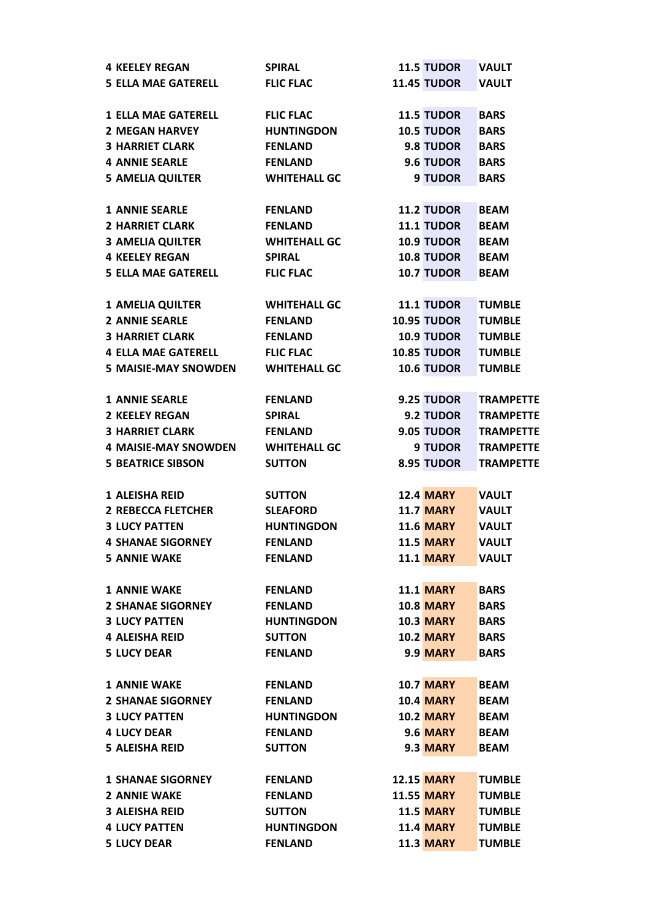| | | | | |
|---|---|---|---|---|
| 4 KEELEY REGAN | SPIRAL | 11.5 | TUDOR | VAULT |
| 5 ELLA MAE GATERELL | FLIC FLAC | 11.45 | TUDOR | VAULT |
| | | | | |
| 1 ELLA MAE GATERELL | FLIC FLAC | 11.5 | TUDOR | BARS |
| 2 MEGAN HARVEY | HUNTINGDON | 10.5 | TUDOR | BARS |
| 3 HARRIET CLARK | FENLAND | 9.8 | TUDOR | BARS |
| 4 ANNIE SEARLE | FENLAND | 9.6 | TUDOR | BARS |
| 5 AMELIA QUILTER | WHITEHALL GC | 9 | TUDOR | BARS |
| | | | | |
| 1 ANNIE SEARLE | FENLAND | 11.2 | TUDOR | BEAM |
| 2 HARRIET CLARK | FENLAND | 11.1 | TUDOR | BEAM |
| 3 AMELIA QUILTER | WHITEHALL GC | 10.9 | TUDOR | BEAM |
| 4 KEELEY REGAN | SPIRAL | 10.8 | TUDOR | BEAM |
| 5 ELLA MAE GATERELL | FLIC FLAC | 10.7 | TUDOR | BEAM |
| | | | | |
| 1 AMELIA QUILTER | WHITEHALL GC | 11.1 | TUDOR | TUMBLE |
| 2 ANNIE SEARLE | FENLAND | 10.95 | TUDOR | TUMBLE |
| 3 HARRIET CLARK | FENLAND | 10.9 | TUDOR | TUMBLE |
| 4 ELLA MAE GATERELL | FLIC FLAC | 10.85 | TUDOR | TUMBLE |
| 5 MAISIE-MAY SNOWDEN | WHITEHALL GC | 10.6 | TUDOR | TUMBLE |
| | | | | |
| 1 ANNIE SEARLE | FENLAND | 9.25 | TUDOR | TRAMPETTE |
| 2 KEELEY REGAN | SPIRAL | 9.2 | TUDOR | TRAMPETTE |
| 3 HARRIET CLARK | FENLAND | 9.05 | TUDOR | TRAMPETTE |
| 4 MAISIE-MAY SNOWDEN | WHITEHALL GC | 9 | TUDOR | TRAMPETTE |
| 5 BEATRICE SIBSON | SUTTON | 8.95 | TUDOR | TRAMPETTE |
| | | | | |
| 1 ALEISHA REID | SUTTON | 12.4 | MARY | VAULT |
| 2 REBECCA FLETCHER | SLEAFORD | 11.7 | MARY | VAULT |
| 3 LUCY PATTEN | HUNTINGDON | 11.6 | MARY | VAULT |
| 4 SHANAE SIGORNEY | FENLAND | 11.5 | MARY | VAULT |
| 5 ANNIE WAKE | FENLAND | 11.1 | MARY | VAULT |
| | | | | |
| 1 ANNIE WAKE | FENLAND | 11.1 | MARY | BARS |
| 2 SHANAE SIGORNEY | FENLAND | 10.8 | MARY | BARS |
| 3 LUCY PATTEN | HUNTINGDON | 10.3 | MARY | BARS |
| 4 ALEISHA REID | SUTTON | 10.2 | MARY | BARS |
| 5 LUCY DEAR | FENLAND | 9.9 | MARY | BARS |
| | | | | |
| 1 ANNIE WAKE | FENLAND | 10.7 | MARY | BEAM |
| 2 SHANAE SIGORNEY | FENLAND | 10.4 | MARY | BEAM |
| 3 LUCY PATTEN | HUNTINGDON | 10.2 | MARY | BEAM |
| 4 LUCY DEAR | FENLAND | 9.6 | MARY | BEAM |
| 5 ALEISHA REID | SUTTON | 9.3 | MARY | BEAM |
| | | | | |
| 1 SHANAE SIGORNEY | FENLAND | 12.15 | MARY | TUMBLE |
| 2 ANNIE WAKE | FENLAND | 11.55 | MARY | TUMBLE |
| 3 ALEISHA REID | SUTTON | 11.5 | MARY | TUMBLE |
| 4 LUCY PATTEN | HUNTINGDON | 11.4 | MARY | TUMBLE |
| 5 LUCY DEAR | FENLAND | 11.3 | MARY | TUMBLE |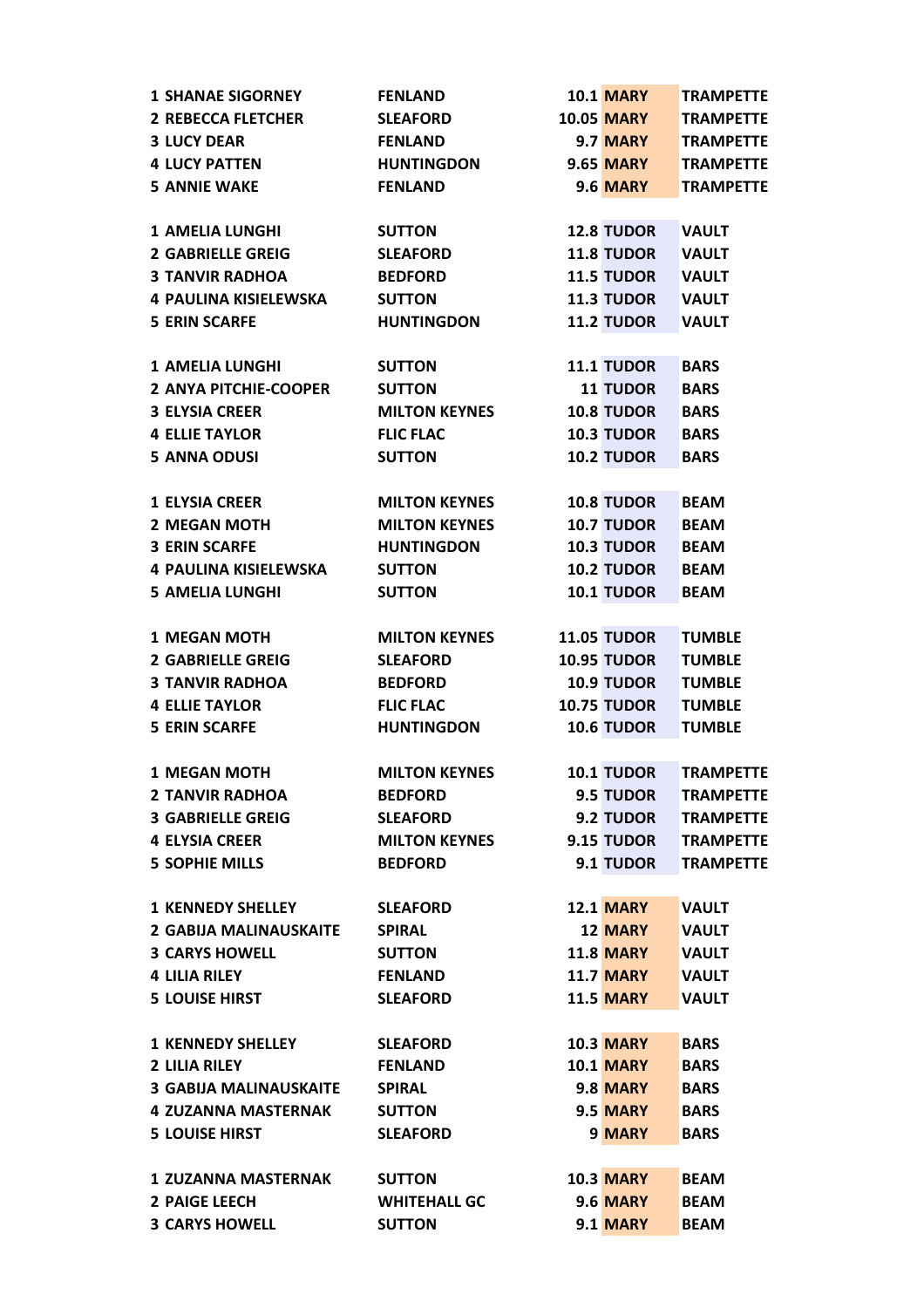| | | | | |
|---|---|---|---|---|
| 1 SHANAE SIGORNEY | FENLAND | 10.1 | MARY | TRAMPETTE |
| 2 REBECCA FLETCHER | SLEAFORD | 10.05 | MARY | TRAMPETTE |
| 3 LUCY DEAR | FENLAND | 9.7 | MARY | TRAMPETTE |
| 4 LUCY PATTEN | HUNTINGDON | 9.65 | MARY | TRAMPETTE |
| 5 ANNIE WAKE | FENLAND | 9.6 | MARY | TRAMPETTE |
| | | | | |
| 1 AMELIA LUNGHI | SUTTON | 12.8 | TUDOR | VAULT |
| 2 GABRIELLE GREIG | SLEAFORD | 11.8 | TUDOR | VAULT |
| 3 TANVIR RADHOA | BEDFORD | 11.5 | TUDOR | VAULT |
| 4 PAULINA KISIELEWSKA | SUTTON | 11.3 | TUDOR | VAULT |
| 5 ERIN SCARFE | HUNTINGDON | 11.2 | TUDOR | VAULT |
| | | | | |
| 1 AMELIA LUNGHI | SUTTON | 11.1 | TUDOR | BARS |
| 2 ANYA PITCHIE-COOPER | SUTTON | 11 | TUDOR | BARS |
| 3 ELYSIA CREER | MILTON KEYNES | 10.8 | TUDOR | BARS |
| 4 ELLIE TAYLOR | FLIC FLAC | 10.3 | TUDOR | BARS |
| 5 ANNA ODUSI | SUTTON | 10.2 | TUDOR | BARS |
| | | | | |
| 1 ELYSIA CREER | MILTON KEYNES | 10.8 | TUDOR | BEAM |
| 2 MEGAN MOTH | MILTON KEYNES | 10.7 | TUDOR | BEAM |
| 3 ERIN SCARFE | HUNTINGDON | 10.3 | TUDOR | BEAM |
| 4 PAULINA KISIELEWSKA | SUTTON | 10.2 | TUDOR | BEAM |
| 5 AMELIA LUNGHI | SUTTON | 10.1 | TUDOR | BEAM |
| | | | | |
| 1 MEGAN MOTH | MILTON KEYNES | 11.05 | TUDOR | TUMBLE |
| 2 GABRIELLE GREIG | SLEAFORD | 10.95 | TUDOR | TUMBLE |
| 3 TANVIR RADHOA | BEDFORD | 10.9 | TUDOR | TUMBLE |
| 4 ELLIE TAYLOR | FLIC FLAC | 10.75 | TUDOR | TUMBLE |
| 5 ERIN SCARFE | HUNTINGDON | 10.6 | TUDOR | TUMBLE |
| | | | | |
| 1 MEGAN MOTH | MILTON KEYNES | 10.1 | TUDOR | TRAMPETTE |
| 2 TANVIR RADHOA | BEDFORD | 9.5 | TUDOR | TRAMPETTE |
| 3 GABRIELLE GREIG | SLEAFORD | 9.2 | TUDOR | TRAMPETTE |
| 4 ELYSIA CREER | MILTON KEYNES | 9.15 | TUDOR | TRAMPETTE |
| 5 SOPHIE MILLS | BEDFORD | 9.1 | TUDOR | TRAMPETTE |
| | | | | |
| 1 KENNEDY SHELLEY | SLEAFORD | 12.1 | MARY | VAULT |
| 2 GABIJA MALINAUSKAITE | SPIRAL | 12 | MARY | VAULT |
| 3 CARYS HOWELL | SUTTON | 11.8 | MARY | VAULT |
| 4 LILIA RILEY | FENLAND | 11.7 | MARY | VAULT |
| 5 LOUISE HIRST | SLEAFORD | 11.5 | MARY | VAULT |
| | | | | |
| 1 KENNEDY SHELLEY | SLEAFORD | 10.3 | MARY | BARS |
| 2 LILIA RILEY | FENLAND | 10.1 | MARY | BARS |
| 3 GABIJA MALINAUSKAITE | SPIRAL | 9.8 | MARY | BARS |
| 4 ZUZANNA MASTERNAK | SUTTON | 9.5 | MARY | BARS |
| 5 LOUISE HIRST | SLEAFORD | 9 | MARY | BARS |
| | | | | |
| 1 ZUZANNA MASTERNAK | SUTTON | 10.3 | MARY | BEAM |
| 2 PAIGE LEECH | WHITEHALL GC | 9.6 | MARY | BEAM |
| 3 CARYS HOWELL | SUTTON | 9.1 | MARY | BEAM |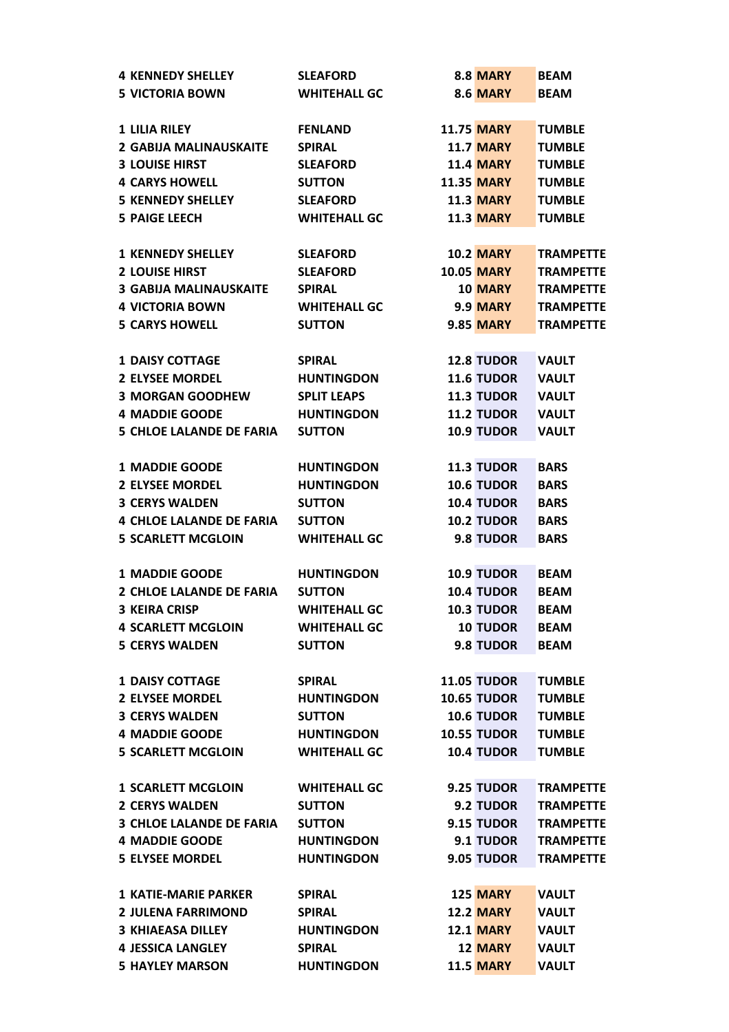| | | | | |
|---|---|---|---|---|
| 4 KENNEDY SHELLEY | SLEAFORD | 8.8 | MARY | BEAM |
| 5 VICTORIA BOWN | WHITEHALL GC | 8.6 | MARY | BEAM |
| | | | | |
| 1 LILIA RILEY | FENLAND | 11.75 | MARY | TUMBLE |
| 2 GABIJA MALINAUSKAITE | SPIRAL | 11.7 | MARY | TUMBLE |
| 3 LOUISE HIRST | SLEAFORD | 11.4 | MARY | TUMBLE |
| 4 CARYS HOWELL | SUTTON | 11.35 | MARY | TUMBLE |
| 5 KENNEDY SHELLEY | SLEAFORD | 11.3 | MARY | TUMBLE |
| 5 PAIGE LEECH | WHITEHALL GC | 11.3 | MARY | TUMBLE |
| | | | | |
| 1 KENNEDY SHELLEY | SLEAFORD | 10.2 | MARY | TRAMPETTE |
| 2 LOUISE HIRST | SLEAFORD | 10.05 | MARY | TRAMPETTE |
| 3 GABIJA MALINAUSKAITE | SPIRAL | 10 | MARY | TRAMPETTE |
| 4 VICTORIA BOWN | WHITEHALL GC | 9.9 | MARY | TRAMPETTE |
| 5 CARYS HOWELL | SUTTON | 9.85 | MARY | TRAMPETTE |
| | | | | |
| 1 DAISY COTTAGE | SPIRAL | 12.8 | TUDOR | VAULT |
| 2 ELYSEE MORDEL | HUNTINGDON | 11.6 | TUDOR | VAULT |
| 3 MORGAN GOODHEW | SPLIT LEAPS | 11.3 | TUDOR | VAULT |
| 4 MADDIE GOODE | HUNTINGDON | 11.2 | TUDOR | VAULT |
| 5 CHLOE LALANDE DE FARIA | SUTTON | 10.9 | TUDOR | VAULT |
| | | | | |
| 1 MADDIE GOODE | HUNTINGDON | 11.3 | TUDOR | BARS |
| 2 ELYSEE MORDEL | HUNTINGDON | 10.6 | TUDOR | BARS |
| 3 CERYS WALDEN | SUTTON | 10.4 | TUDOR | BARS |
| 4 CHLOE LALANDE DE FARIA | SUTTON | 10.2 | TUDOR | BARS |
| 5 SCARLETT MCGLOIN | WHITEHALL GC | 9.8 | TUDOR | BARS |
| | | | | |
| 1 MADDIE GOODE | HUNTINGDON | 10.9 | TUDOR | BEAM |
| 2 CHLOE LALANDE DE FARIA | SUTTON | 10.4 | TUDOR | BEAM |
| 3 KEIRA CRISP | WHITEHALL GC | 10.3 | TUDOR | BEAM |
| 4 SCARLETT MCGLOIN | WHITEHALL GC | 10 | TUDOR | BEAM |
| 5 CERYS WALDEN | SUTTON | 9.8 | TUDOR | BEAM |
| | | | | |
| 1 DAISY COTTAGE | SPIRAL | 11.05 | TUDOR | TUMBLE |
| 2 ELYSEE MORDEL | HUNTINGDON | 10.65 | TUDOR | TUMBLE |
| 3 CERYS WALDEN | SUTTON | 10.6 | TUDOR | TUMBLE |
| 4 MADDIE GOODE | HUNTINGDON | 10.55 | TUDOR | TUMBLE |
| 5 SCARLETT MCGLOIN | WHITEHALL GC | 10.4 | TUDOR | TUMBLE |
| | | | | |
| 1 SCARLETT MCGLOIN | WHITEHALL GC | 9.25 | TUDOR | TRAMPETTE |
| 2 CERYS WALDEN | SUTTON | 9.2 | TUDOR | TRAMPETTE |
| 3 CHLOE LALANDE DE FARIA | SUTTON | 9.15 | TUDOR | TRAMPETTE |
| 4 MADDIE GOODE | HUNTINGDON | 9.1 | TUDOR | TRAMPETTE |
| 5 ELYSEE MORDEL | HUNTINGDON | 9.05 | TUDOR | TRAMPETTE |
| | | | | |
| 1 KATIE-MARIE PARKER | SPIRAL | 125 | MARY | VAULT |
| 2 JULENA FARRIMOND | SPIRAL | 12.2 | MARY | VAULT |
| 3 KHIAEASA DILLEY | HUNTINGDON | 12.1 | MARY | VAULT |
| 4 JESSICA LANGLEY | SPIRAL | 12 | MARY | VAULT |
| 5 HAYLEY MARSON | HUNTINGDON | 11.5 | MARY | VAULT |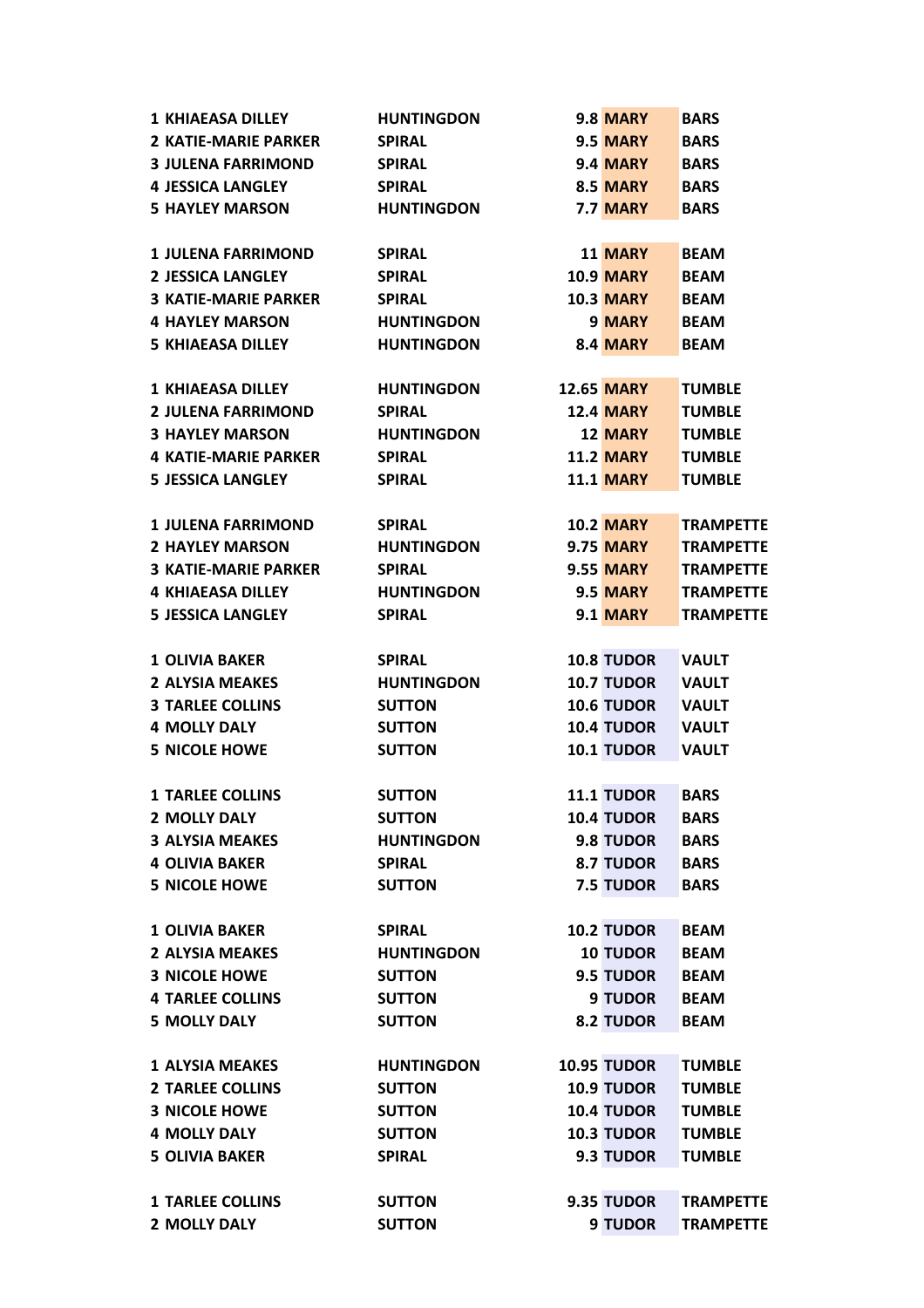| | | | | |
|---|---|---|---|---|
| 1 KHIAEASA DILLEY | HUNTINGDON | 9.8 | MARY | BARS |
| 2 KATIE-MARIE PARKER | SPIRAL | 9.5 | MARY | BARS |
| 3 JULENA FARRIMOND | SPIRAL | 9.4 | MARY | BARS |
| 4 JESSICA LANGLEY | SPIRAL | 8.5 | MARY | BARS |
| 5 HAYLEY MARSON | HUNTINGDON | 7.7 | MARY | BARS |
| | | | | |
| 1 JULENA FARRIMOND | SPIRAL | 11 | MARY | BEAM |
| 2 JESSICA LANGLEY | SPIRAL | 10.9 | MARY | BEAM |
| 3 KATIE-MARIE PARKER | SPIRAL | 10.3 | MARY | BEAM |
| 4 HAYLEY MARSON | HUNTINGDON | 9 | MARY | BEAM |
| 5 KHIAEASA DILLEY | HUNTINGDON | 8.4 | MARY | BEAM |
| | | | | |
| 1 KHIAEASA DILLEY | HUNTINGDON | 12.65 | MARY | TUMBLE |
| 2 JULENA FARRIMOND | SPIRAL | 12.4 | MARY | TUMBLE |
| 3 HAYLEY MARSON | HUNTINGDON | 12 | MARY | TUMBLE |
| 4 KATIE-MARIE PARKER | SPIRAL | 11.2 | MARY | TUMBLE |
| 5 JESSICA LANGLEY | SPIRAL | 11.1 | MARY | TUMBLE |
| | | | | |
| 1 JULENA FARRIMOND | SPIRAL | 10.2 | MARY | TRAMPETTE |
| 2 HAYLEY MARSON | HUNTINGDON | 9.75 | MARY | TRAMPETTE |
| 3 KATIE-MARIE PARKER | SPIRAL | 9.55 | MARY | TRAMPETTE |
| 4 KHIAEASA DILLEY | HUNTINGDON | 9.5 | MARY | TRAMPETTE |
| 5 JESSICA LANGLEY | SPIRAL | 9.1 | MARY | TRAMPETTE |
| | | | | |
| 1 OLIVIA BAKER | SPIRAL | 10.8 | TUDOR | VAULT |
| 2 ALYSIA MEAKES | HUNTINGDON | 10.7 | TUDOR | VAULT |
| 3 TARLEE COLLINS | SUTTON | 10.6 | TUDOR | VAULT |
| 4 MOLLY DALY | SUTTON | 10.4 | TUDOR | VAULT |
| 5 NICOLE HOWE | SUTTON | 10.1 | TUDOR | VAULT |
| | | | | |
| 1 TARLEE COLLINS | SUTTON | 11.1 | TUDOR | BARS |
| 2 MOLLY DALY | SUTTON | 10.4 | TUDOR | BARS |
| 3 ALYSIA MEAKES | HUNTINGDON | 9.8 | TUDOR | BARS |
| 4 OLIVIA BAKER | SPIRAL | 8.7 | TUDOR | BARS |
| 5 NICOLE HOWE | SUTTON | 7.5 | TUDOR | BARS |
| | | | | |
| 1 OLIVIA BAKER | SPIRAL | 10.2 | TUDOR | BEAM |
| 2 ALYSIA MEAKES | HUNTINGDON | 10 | TUDOR | BEAM |
| 3 NICOLE HOWE | SUTTON | 9.5 | TUDOR | BEAM |
| 4 TARLEE COLLINS | SUTTON | 9 | TUDOR | BEAM |
| 5 MOLLY DALY | SUTTON | 8.2 | TUDOR | BEAM |
| | | | | |
| 1 ALYSIA MEAKES | HUNTINGDON | 10.95 | TUDOR | TUMBLE |
| 2 TARLEE COLLINS | SUTTON | 10.9 | TUDOR | TUMBLE |
| 3 NICOLE HOWE | SUTTON | 10.4 | TUDOR | TUMBLE |
| 4 MOLLY DALY | SUTTON | 10.3 | TUDOR | TUMBLE |
| 5 OLIVIA BAKER | SPIRAL | 9.3 | TUDOR | TUMBLE |
| | | | | |
| 1 TARLEE COLLINS | SUTTON | 9.35 | TUDOR | TRAMPETTE |
| 2 MOLLY DALY | SUTTON | 9 | TUDOR | TRAMPETTE |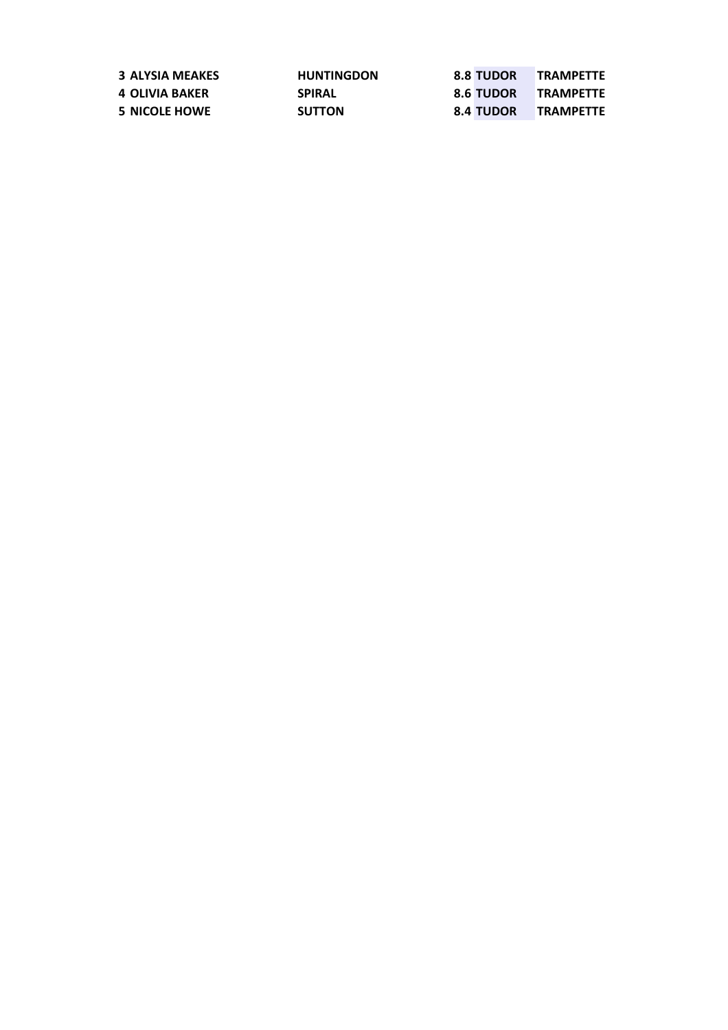| | | | | | |
|---|---|---|---|---|---|
| 3 | ALYSIA MEAKES | HUNTINGDON | 8.8 | TUDOR | TRAMPETTE |
| 4 | OLIVIA BAKER | SPIRAL | 8.6 | TUDOR | TRAMPETTE |
| 5 | NICOLE HOWE | SUTTON | 8.4 | TUDOR | TRAMPETTE |